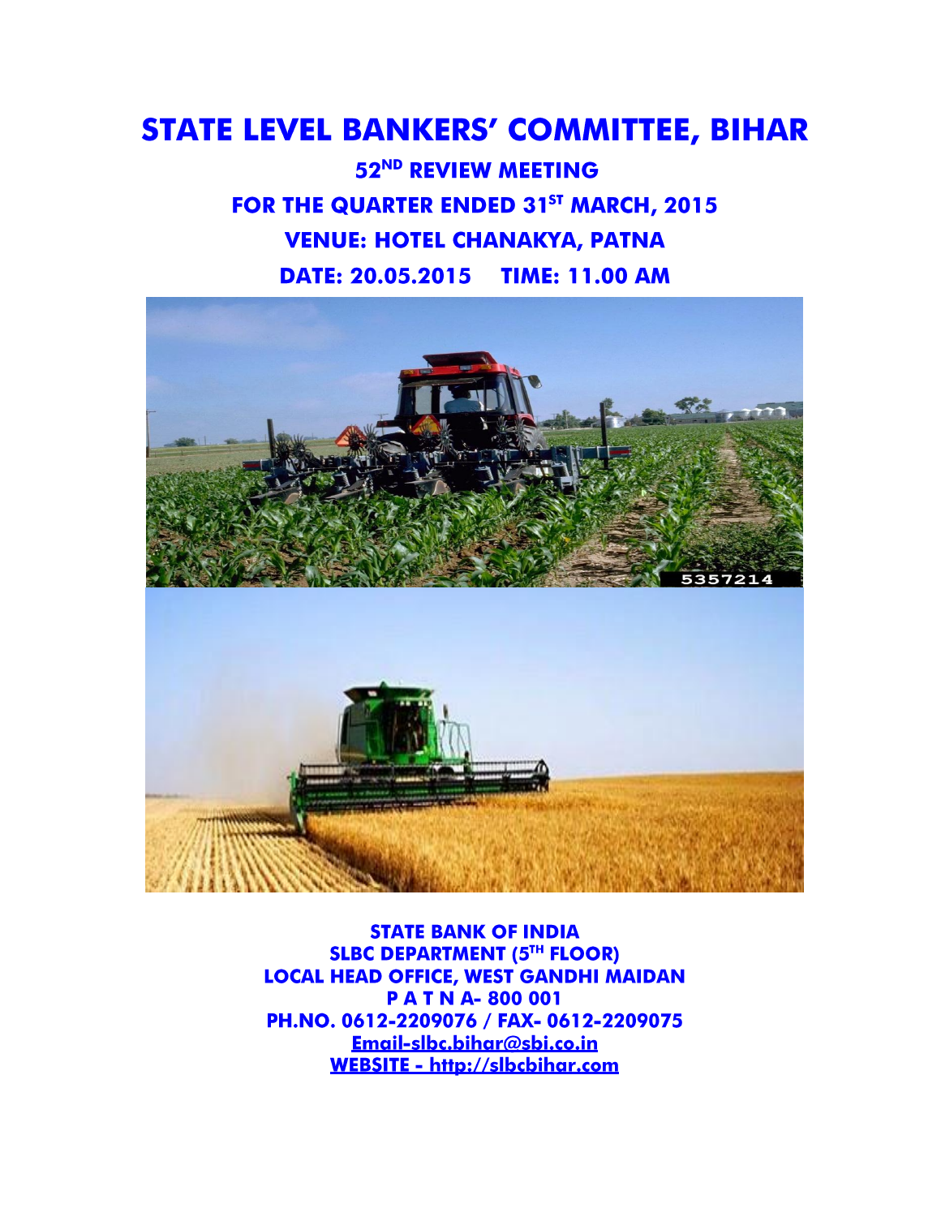# STATE LEVEL BANKERS' COMMITTEE, BIHAR

## 52ND REVIEW MEETING

## FOR THE QUARTER ENDED 31ST MARCH, 2015

## VENUE: HOTEL CHANAKYA, PATNA

## DATE: 20.05.2015 TIME: 11.00 AM

**STATE BANK OF INDIA**
**SLBC DEPARTMENT (5TH FLOOR)**
**LOCAL HEAD OFFICE, WEST GANDHI MAIDAN**
**P A T N A- 800 001**
**PH.NO. 0612-2209076 / FAX- 0612-2209075**
**Email-slbc.bihar@sbi.co.in**
**WEBSITE - http://slbcbihar.com**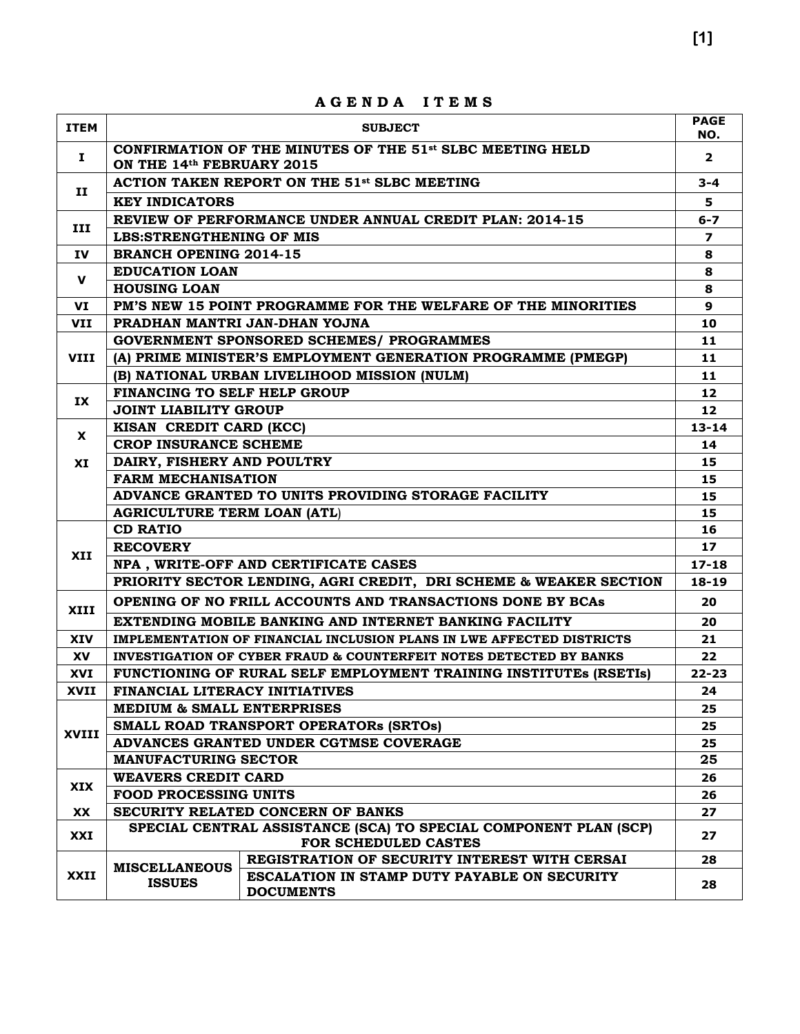# AGENDA ITEMS

| ITEM | SUBJECT | | PAGE NO. |
|---|---|---|---|
| I | CONFIRMATION OF THE MINUTES OF THE 51st SLBC MEETING HELD ON THE 14th FEBRUARY 2015 | | 2 |
| II | ACTION TAKEN REPORT ON THE 51st SLBC MEETING | | 3-4 |
| | KEY INDICATORS | | 5 |
| III | REVIEW OF PERFORMANCE UNDER ANNUAL CREDIT PLAN: 2014-15 | | 6-7 |
| | LBS:STRENGTHENING OF MIS | | 7 |
| IV | BRANCH OPENING 2014-15 | | 8 |
| V | EDUCATION LOAN | | 8 |
| | HOUSING LOAN | | 8 |
| VI | PM'S NEW 15 POINT PROGRAMME FOR THE WELFARE OF THE MINORITIES | | 9 |
| VII | PRADHAN MANTRI JAN-DHAN YOJNA | | 10 |
| VIII | GOVERNMENT SPONSORED SCHEMES/ PROGRAMMES | | 11 |
| | (A) PRIME MINISTER'S EMPLOYMENT GENERATION PROGRAMME (PMEGP) | | 11 |
| | (B) NATIONAL URBAN LIVELIHOOD MISSION (NULM) | | 11 |
| IX | FINANCING TO SELF HELP GROUP | | 12 |
| | JOINT LIABILITY GROUP | | 12 |
| X | KISAN CREDIT CARD (KCC) | | 13-14 |
| | CROP INSURANCE SCHEME | | 14 |
| XI | DAIRY, FISHERY AND POULTRY | | 15 |
| | FARM MECHANISATION | | 15 |
| | ADVANCE GRANTED TO UNITS PROVIDING STORAGE FACILITY | | 15 |
| | AGRICULTURE TERM LOAN (ATL) | | 15 |
| XII | CD RATIO | | 16 |
| | RECOVERY | | 17 |
| | NPA , WRITE-OFF AND CERTIFICATE CASES | | 17-18 |
| | PRIORITY SECTOR LENDING, AGRI CREDIT, DRI SCHEME & WEAKER SECTION | | 18-19 |
| XIII | OPENING OF NO FRILL ACCOUNTS AND TRANSACTIONS DONE BY BCAs | | 20 |
| | EXTENDING MOBILE BANKING AND INTERNET BANKING FACILITY | | 20 |
| XIV | IMPLEMENTATION OF FINANCIAL INCLUSION PLANS IN LWE AFFECTED DISTRICTS | | 21 |
| XV | INVESTIGATION OF CYBER FRAUD & COUNTERFEIT NOTES DETECTED BY BANKS | | 22 |
| XVI | FUNCTIONING OF RURAL SELF EMPLOYMENT TRAINING INSTITUTEs (RSETIs) | | 22-23 |
| XVII | FINANCIAL LITERACY INITIATIVES | | 24 |
| XVIII | MEDIUM & SMALL ENTERPRISES | | 25 |
| | SMALL ROAD TRANSPORT OPERATORs (SRTOs) | | 25 |
| | ADVANCES GRANTED UNDER CGTMSE COVERAGE | | 25 |
| | MANUFACTURING SECTOR | | 25 |
| XIX | WEAVERS CREDIT CARD | | 26 |
| | FOOD PROCESSING UNITS | | 26 |
| XX | SECURITY RELATED CONCERN OF BANKS | | 27 |
| XXI | SPECIAL CENTRAL ASSISTANCE (SCA) TO SPECIAL COMPONENT PLAN (SCP) FOR SCHEDULED CASTES | | 27 |
| XXII | MISCELLANEOUS ISSUES | REGISTRATION OF SECURITY INTEREST WITH CERSAI | 28 |
| | | ESCALATION IN STAMP DUTY PAYABLE ON SECURITY DOCUMENTS | 28 |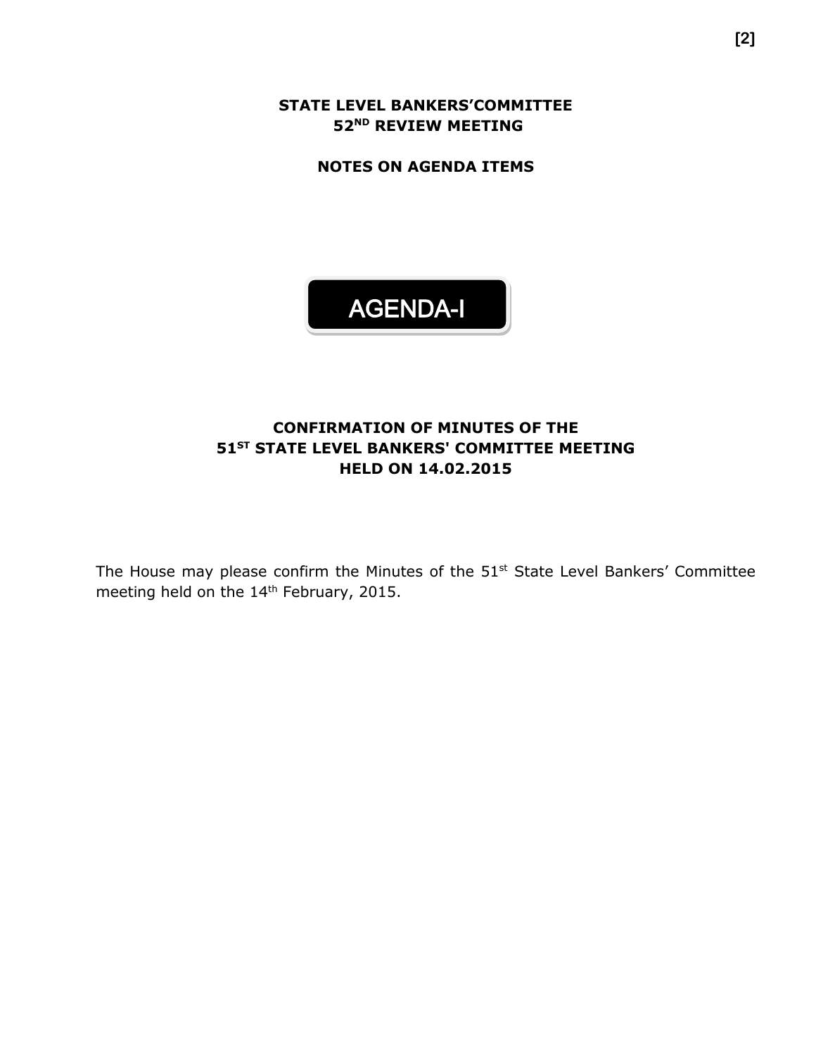**STATE LEVEL BANKERS'COMMITTEE**
**52ND REVIEW MEETING**

**NOTES ON AGENDA ITEMS**

# AGENDA-I

## CONFIRMATION OF MINUTES OF THE 51ST STATE LEVEL BANKERS' COMMITTEE MEETING HELD ON 14.02.2015

The House may please confirm the Minutes of the 51st State Level Bankers' Committee meeting held on the 14th February, 2015.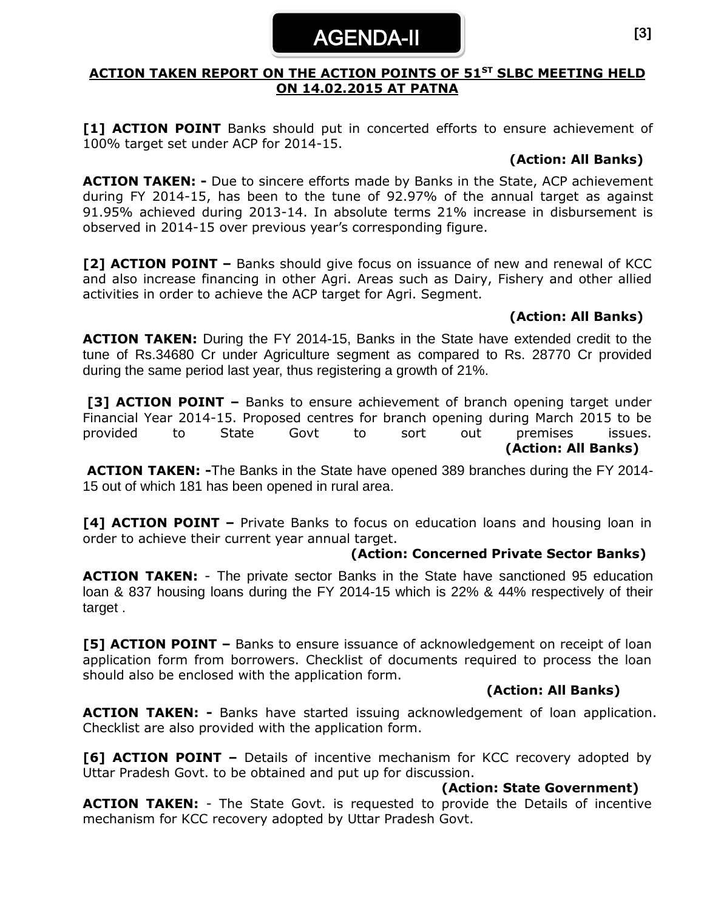# AGENDA-II

## ACTION TAKEN REPORT ON THE ACTION POINTS OF 51ST SLBC MEETING HELD ON 14.02.2015 AT PATNA

**[1] ACTION POINT** Banks should put in concerted efforts to ensure achievement of 100% target set under ACP for 2014-15.

**(Action: All Banks)**

**ACTION TAKEN: -** Due to sincere efforts made by Banks in the State, ACP achievement during FY 2014-15, has been to the tune of 92.97% of the annual target as against 91.95% achieved during 2013-14. In absolute terms 21% increase in disbursement is observed in 2014-15 over previous year's corresponding figure.

**[2] ACTION POINT –** Banks should give focus on issuance of new and renewal of KCC and also increase financing in other Agri. Areas such as Dairy, Fishery and other allied activities in order to achieve the ACP target for Agri. Segment.

**(Action: All Banks)**

**ACTION TAKEN:** During the FY 2014-15, Banks in the State have extended credit to the tune of Rs.34680 Cr under Agriculture segment as compared to Rs. 28770 Cr provided during the same period last year, thus registering a growth of 21%.

**[3] ACTION POINT –** Banks to ensure achievement of branch opening target under Financial Year 2014-15. Proposed centres for branch opening during March 2015 to be provided to State Govt to sort out premises issues.

**(Action: All Banks)**

**ACTION TAKEN: -**The Banks in the State have opened 389 branches during the FY 2014-15 out of which 181 has been opened in rural area.

**[4] ACTION POINT –** Private Banks to focus on education loans and housing loan in order to achieve their current year annual target.

**(Action: Concerned Private Sector Banks)**

**ACTION TAKEN:** - The private sector Banks in the State have sanctioned 95 education loan & 837 housing loans during the FY 2014-15 which is 22% & 44% respectively of their target .

**[5] ACTION POINT –** Banks to ensure issuance of acknowledgement on receipt of loan application form from borrowers. Checklist of documents required to process the loan should also be enclosed with the application form.

**(Action: All Banks)**

**ACTION TAKEN: -** Banks have started issuing acknowledgement of loan application. Checklist are also provided with the application form.

**[6] ACTION POINT –** Details of incentive mechanism for KCC recovery adopted by Uttar Pradesh Govt. to be obtained and put up for discussion.

**(Action: State Government)**

**ACTION TAKEN:** - The State Govt. is requested to provide the Details of incentive mechanism for KCC recovery adopted by Uttar Pradesh Govt.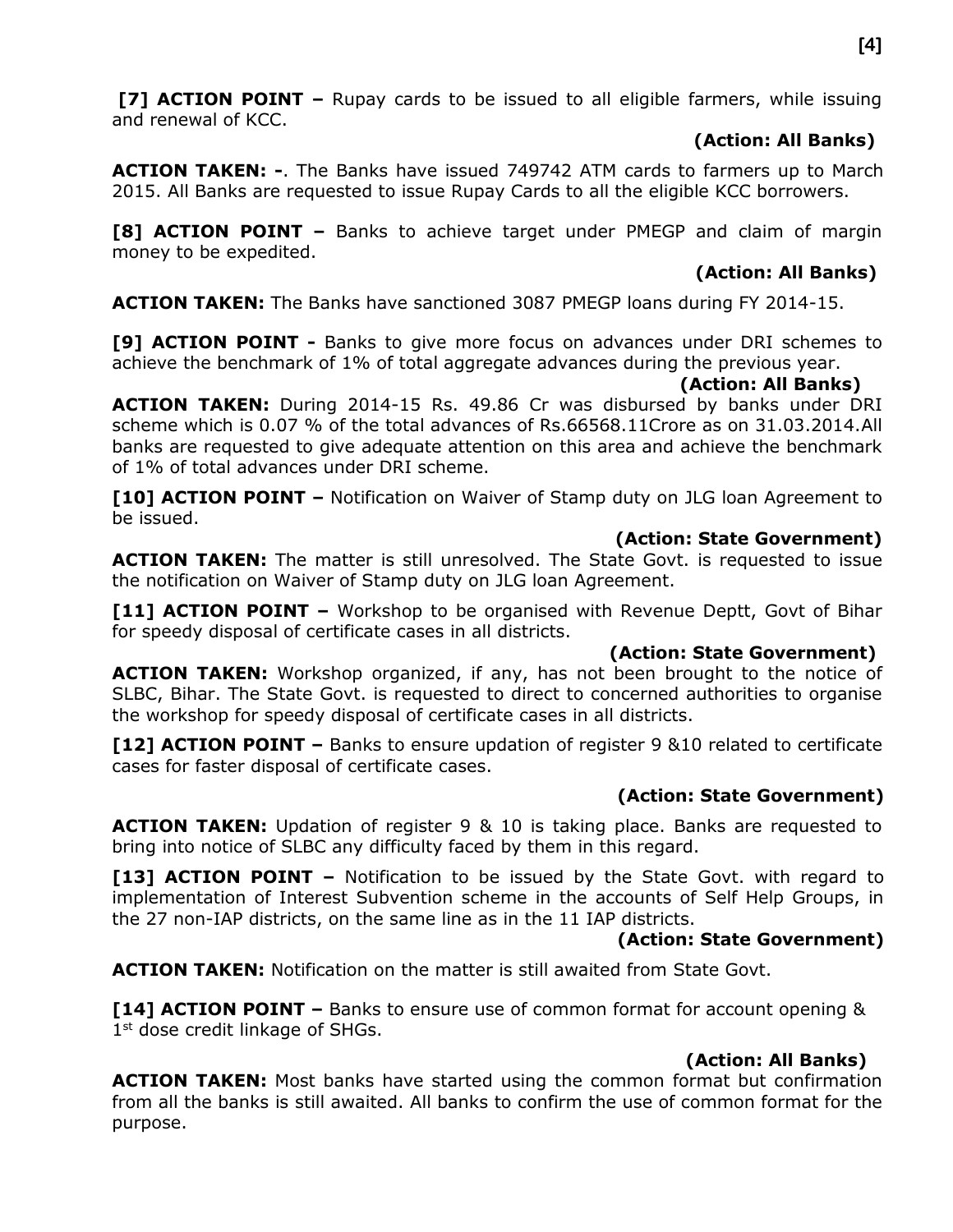**[7] ACTION POINT –** Rupay cards to be issued to all eligible farmers, while issuing and renewal of KCC.

**(Action: All Banks)**

**ACTION TAKEN: -**. The Banks have issued 749742 ATM cards to farmers up to March 2015. All Banks are requested to issue Rupay Cards to all the eligible KCC borrowers.

**[8] ACTION POINT –** Banks to achieve target under PMEGP and claim of margin money to be expedited.

**(Action: All Banks)**

**ACTION TAKEN:** The Banks have sanctioned 3087 PMEGP loans during FY 2014-15.

**[9] ACTION POINT -** Banks to give more focus on advances under DRI schemes to achieve the benchmark of 1% of total aggregate advances during the previous year.

**(Action: All Banks)**

**ACTION TAKEN:** During 2014-15 Rs. 49.86 Cr was disbursed by banks under DRI scheme which is 0.07 % of the total advances of Rs.66568.11Crore as on 31.03.2014.All banks are requested to give adequate attention on this area and achieve the benchmark of 1% of total advances under DRI scheme.

**[10] ACTION POINT –** Notification on Waiver of Stamp duty on JLG loan Agreement to be issued.

**(Action: State Government)**

**ACTION TAKEN:** The matter is still unresolved. The State Govt. is requested to issue the notification on Waiver of Stamp duty on JLG loan Agreement.

**[11] ACTION POINT –** Workshop to be organised with Revenue Deptt, Govt of Bihar for speedy disposal of certificate cases in all districts.

**(Action: State Government)**

**ACTION TAKEN:** Workshop organized, if any, has not been brought to the notice of SLBC, Bihar. The State Govt. is requested to direct to concerned authorities to organise the workshop for speedy disposal of certificate cases in all districts.

**[12] ACTION POINT –** Banks to ensure updation of register 9 &10 related to certificate cases for faster disposal of certificate cases.

**(Action: State Government)**

**ACTION TAKEN:** Updation of register 9 & 10 is taking place. Banks are requested to bring into notice of SLBC any difficulty faced by them in this regard.

**[13] ACTION POINT –** Notification to be issued by the State Govt. with regard to implementation of Interest Subvention scheme in the accounts of Self Help Groups, in the 27 non-IAP districts, on the same line as in the 11 IAP districts.

**(Action: State Government)**

**ACTION TAKEN:** Notification on the matter is still awaited from State Govt.

**[14] ACTION POINT –** Banks to ensure use of common format for account opening & 1st dose credit linkage of SHGs.

**(Action: All Banks)**

**ACTION TAKEN:** Most banks have started using the common format but confirmation from all the banks is still awaited. All banks to confirm the use of common format for the purpose.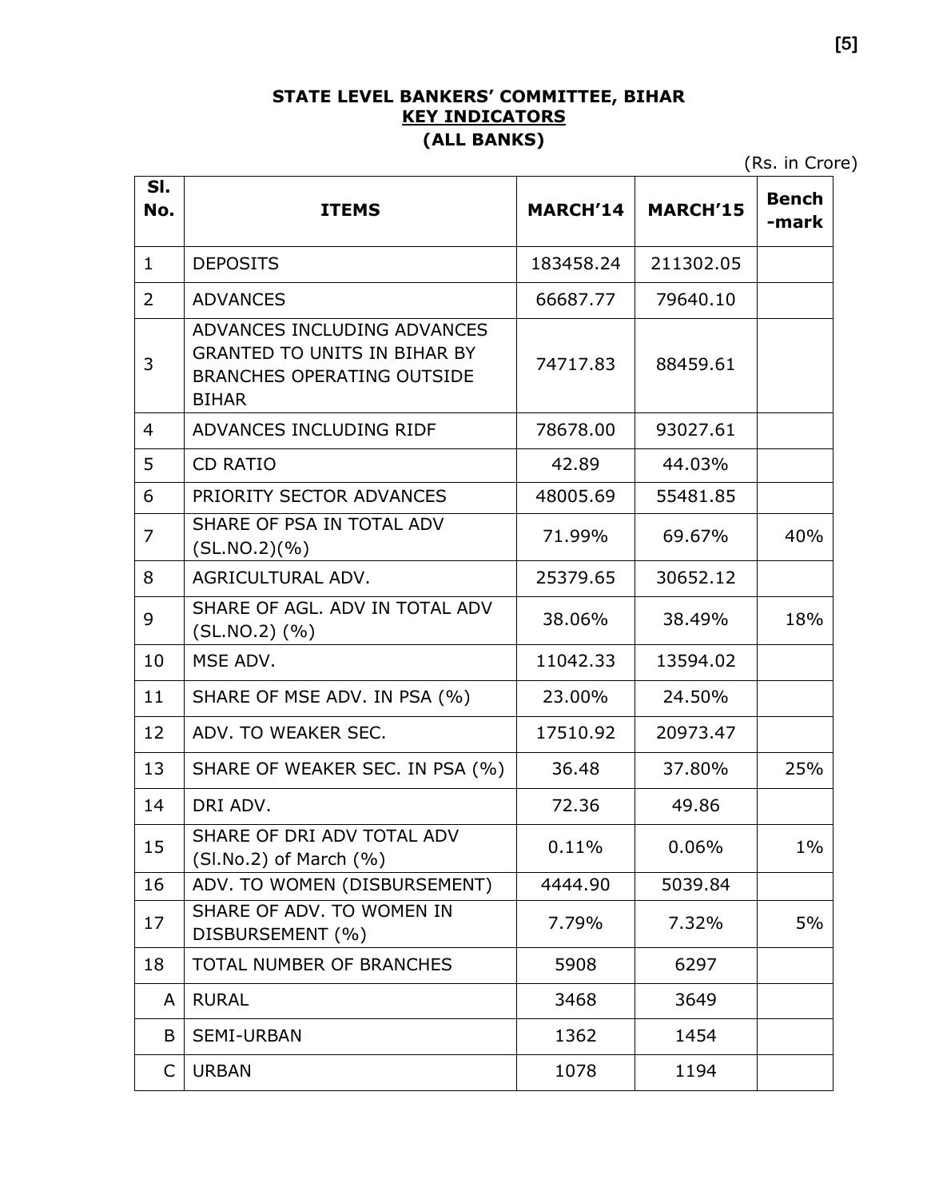**STATE LEVEL BANKERS' COMMITTEE, BIHAR**

**KEY INDICATORS**

**(ALL BANKS)**

(Rs. in Crore)

| Sl. No. | ITEMS | MARCH'14 | MARCH'15 | Bench -mark |
|---|---|---|---|---|
| 1 | DEPOSITS | 183458.24 | 211302.05 | |
| 2 | ADVANCES | 66687.77 | 79640.10 | |
| 3 | ADVANCES INCLUDING ADVANCES GRANTED TO UNITS IN BIHAR BY BRANCHES OPERATING OUTSIDE BIHAR | 74717.83 | 88459.61 | |
| 4 | ADVANCES INCLUDING RIDF | 78678.00 | 93027.61 | |
| 5 | CD RATIO | 42.89 | 44.03% | |
| 6 | PRIORITY SECTOR ADVANCES | 48005.69 | 55481.85 | |
| 7 | SHARE OF PSA IN TOTAL ADV (SL.NO.2)(%) | 71.99% | 69.67% | 40% |
| 8 | AGRICULTURAL ADV. | 25379.65 | 30652.12 | |
| 9 | SHARE OF AGL. ADV IN TOTAL ADV (SL.NO.2) (%) | 38.06% | 38.49% | 18% |
| 10 | MSE ADV. | 11042.33 | 13594.02 | |
| 11 | SHARE OF MSE ADV. IN PSA (%) | 23.00% | 24.50% | |
| 12 | ADV. TO WEAKER SEC. | 17510.92 | 20973.47 | |
| 13 | SHARE OF WEAKER SEC. IN PSA (%) | 36.48 | 37.80% | 25% |
| 14 | DRI ADV. | 72.36 | 49.86 | |
| 15 | SHARE OF DRI ADV TOTAL ADV (Sl.No.2) of March (%) | 0.11% | 0.06% | 1% |
| 16 | ADV. TO WOMEN (DISBURSEMENT) | 4444.90 | 5039.84 | |
| 17 | SHARE OF ADV. TO WOMEN IN DISBURSEMENT (%) | 7.79% | 7.32% | 5% |
| 18 | TOTAL NUMBER OF BRANCHES | 5908 | 6297 | |
| A | RURAL | 3468 | 3649 | |
| B | SEMI-URBAN | 1362 | 1454 | |
| C | URBAN | 1078 | 1194 | |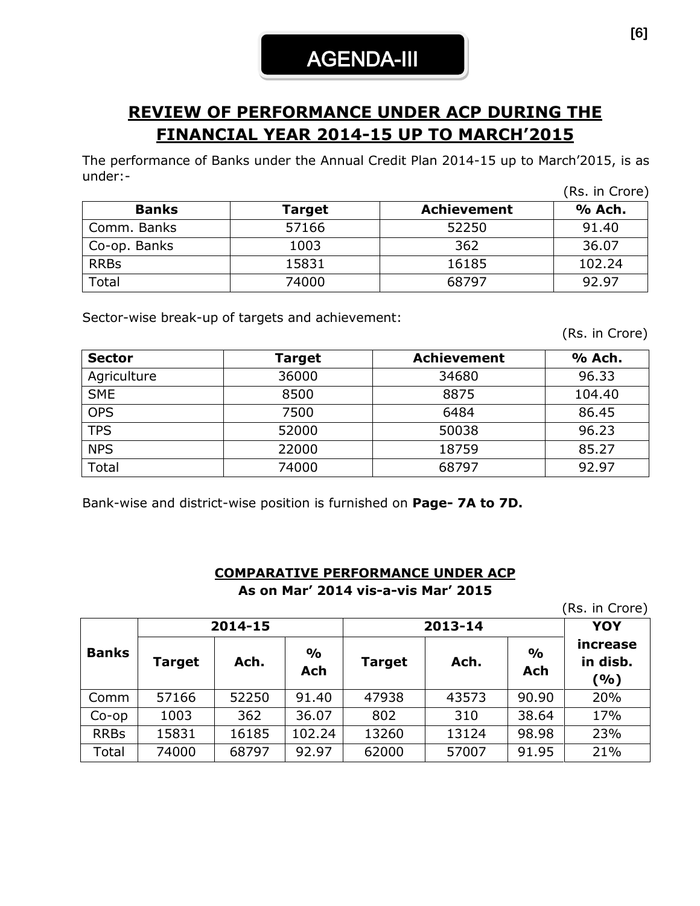# AGENDA-III

## REVIEW OF PERFORMANCE UNDER ACP DURING THE FINANCIAL YEAR 2014-15 UP TO MARCH'2015

The performance of Banks under the Annual Credit Plan 2014-15 up to March'2015, is as under:-

(Rs. in Crore)

| Banks | Target | Achievement | % Ach. |
|---|---|---|---|
| Comm. Banks | 57166 | 52250 | 91.40 |
| Co-op. Banks | 1003 | 362 | 36.07 |
| RRBs | 15831 | 16185 | 102.24 |
| Total | 74000 | 68797 | 92.97 |

Sector-wise break-up of targets and achievement:

(Rs. in Crore)

| Sector | Target | Achievement | % Ach. |
|---|---|---|---|
| Agriculture | 36000 | 34680 | 96.33 |
| SME | 8500 | 8875 | 104.40 |
| OPS | 7500 | 6484 | 86.45 |
| TPS | 52000 | 50038 | 96.23 |
| NPS | 22000 | 18759 | 85.27 |
| Total | 74000 | 68797 | 92.97 |

Bank-wise and district-wise position is furnished on **Page- 7A to 7D.**

### COMPARATIVE PERFORMANCE UNDER ACP

**As on Mar' 2014 vis-a-vis Mar' 2015**

(Rs. in Crore)

| Banks | 2014-15 | | | 2013-14 | | | YOY increase in disb. (%) |
|---|---|---|---|---|---|---|---|
| | Target | Ach. | % Ach | Target | Ach. | % Ach | |
| Comm | 57166 | 52250 | 91.40 | 47938 | 43573 | 90.90 | 20% |
| Co-op | 1003 | 362 | 36.07 | 802 | 310 | 38.64 | 17% |
| RRBs | 15831 | 16185 | 102.24 | 13260 | 13124 | 98.98 | 23% |
| Total | 74000 | 68797 | 92.97 | 62000 | 57007 | 91.95 | 21% |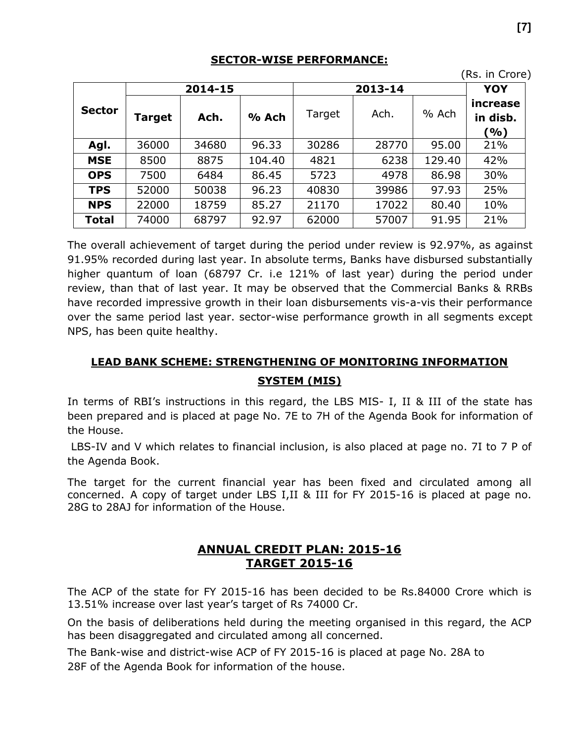## SECTOR-WISE PERFORMANCE:

(Rs. in Crore)

| Sector | 2014-15 | | | 2013-14 | | | YOY increase in disb. (%) |
|---|---|---|---|---|---|---|---|
| | **Target** | **Ach.** | **% Ach** | Target | Ach. | % Ach | |
| **Agl.** | 36000 | 34680 | 96.33 | 30286 | 28770 | 95.00 | 21% |
| **MSE** | 8500 | 8875 | 104.40 | 4821 | 6238 | 129.40 | 42% |
| **OPS** | 7500 | 6484 | 86.45 | 5723 | 4978 | 86.98 | 30% |
| **TPS** | 52000 | 50038 | 96.23 | 40830 | 39986 | 97.93 | 25% |
| **NPS** | 22000 | 18759 | 85.27 | 21170 | 17022 | 80.40 | 10% |
| **Total** | 74000 | 68797 | 92.97 | 62000 | 57007 | 91.95 | 21% |

The overall achievement of target during the period under review is 92.97%, as against 91.95% recorded during last year. In absolute terms, Banks have disbursed substantially higher quantum of loan (68797 Cr. i.e 121% of last year) during the period under review, than that of last year. It may be observed that the Commercial Banks & RRBs have recorded impressive growth in their loan disbursements vis-a-vis their performance over the same period last year. sector-wise performance growth in all segments except NPS, has been quite healthy.

## LEAD BANK SCHEME: STRENGTHENING OF MONITORING INFORMATION SYSTEM (MIS)

In terms of RBI's instructions in this regard, the LBS MIS- I, II & III of the state has been prepared and is placed at page No. 7E to 7H of the Agenda Book for information of the House.

LBS-IV and V which relates to financial inclusion, is also placed at page no. 7I to 7 P of the Agenda Book.

The target for the current financial year has been fixed and circulated among all concerned. A copy of target under LBS I,II & III for FY 2015-16 is placed at page no. 28G to 28AJ for information of the House.

## ANNUAL CREDIT PLAN: 2015-16
## TARGET 2015-16

The ACP of the state for FY 2015-16 has been decided to be Rs.84000 Crore which is 13.51% increase over last year's target of Rs 74000 Cr.

On the basis of deliberations held during the meeting organised in this regard, the ACP has been disaggregated and circulated among all concerned.

The Bank-wise and district-wise ACP of FY 2015-16 is placed at page No. 28A to 28F of the Agenda Book for information of the house.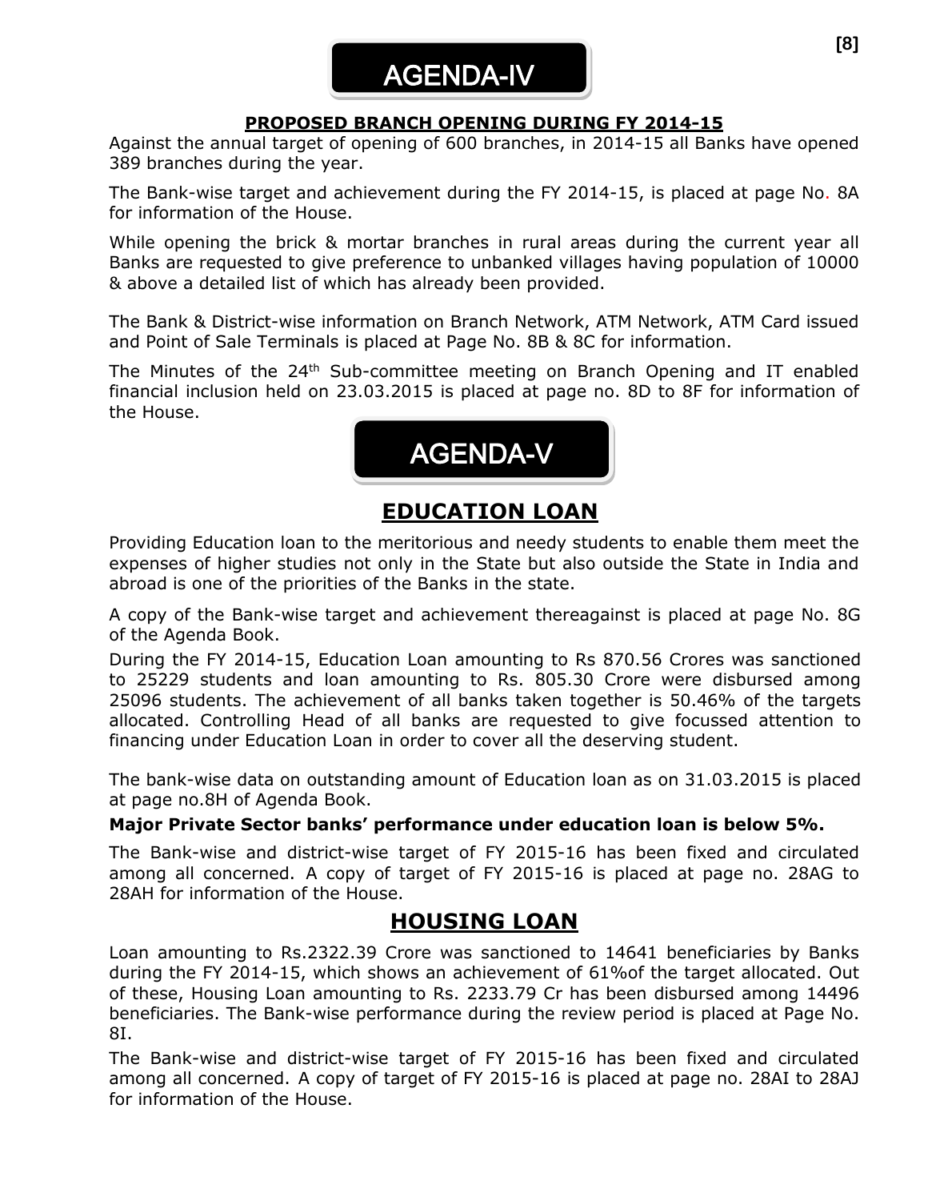# AGENDA-IV

## PROPOSED BRANCH OPENING DURING FY 2014-15

Against the annual target of opening of 600 branches, in 2014-15 all Banks have opened 389 branches during the year.

The Bank-wise target and achievement during the FY 2014-15, is placed at page No. 8A for information of the House.

While opening the brick & mortar branches in rural areas during the current year all Banks are requested to give preference to unbanked villages having population of 10000 & above a detailed list of which has already been provided.

The Bank & District-wise information on Branch Network, ATM Network, ATM Card issued and Point of Sale Terminals is placed at Page No. 8B & 8C for information.

The Minutes of the 24th Sub-committee meeting on Branch Opening and IT enabled financial inclusion held on 23.03.2015 is placed at page no. 8D to 8F for information of the House.

# AGENDA-V

## EDUCATION LOAN

Providing Education loan to the meritorious and needy students to enable them meet the expenses of higher studies not only in the State but also outside the State in India and abroad is one of the priorities of the Banks in the state.

A copy of the Bank-wise target and achievement thereagainst is placed at page No. 8G of the Agenda Book.

During the FY 2014-15, Education Loan amounting to Rs 870.56 Crores was sanctioned to 25229 students and loan amounting to Rs. 805.30 Crore were disbursed among 25096 students. The achievement of all banks taken together is 50.46% of the targets allocated. Controlling Head of all banks are requested to give focussed attention to financing under Education Loan in order to cover all the deserving student.

The bank-wise data on outstanding amount of Education loan as on 31.03.2015 is placed at page no.8H of Agenda Book.

**Major Private Sector banks' performance under education loan is below 5%.**

The Bank-wise and district-wise target of FY 2015-16 has been fixed and circulated among all concerned. A copy of target of FY 2015-16 is placed at page no. 28AG to 28AH for information of the House.

## HOUSING LOAN

Loan amounting to Rs.2322.39 Crore was sanctioned to 14641 beneficiaries by Banks during the FY 2014-15, which shows an achievement of 61%of the target allocated. Out of these, Housing Loan amounting to Rs. 2233.79 Cr has been disbursed among 14496 beneficiaries. The Bank-wise performance during the review period is placed at Page No. 8I.

The Bank-wise and district-wise target of FY 2015-16 has been fixed and circulated among all concerned. A copy of target of FY 2015-16 is placed at page no. 28AI to 28AJ for information of the House.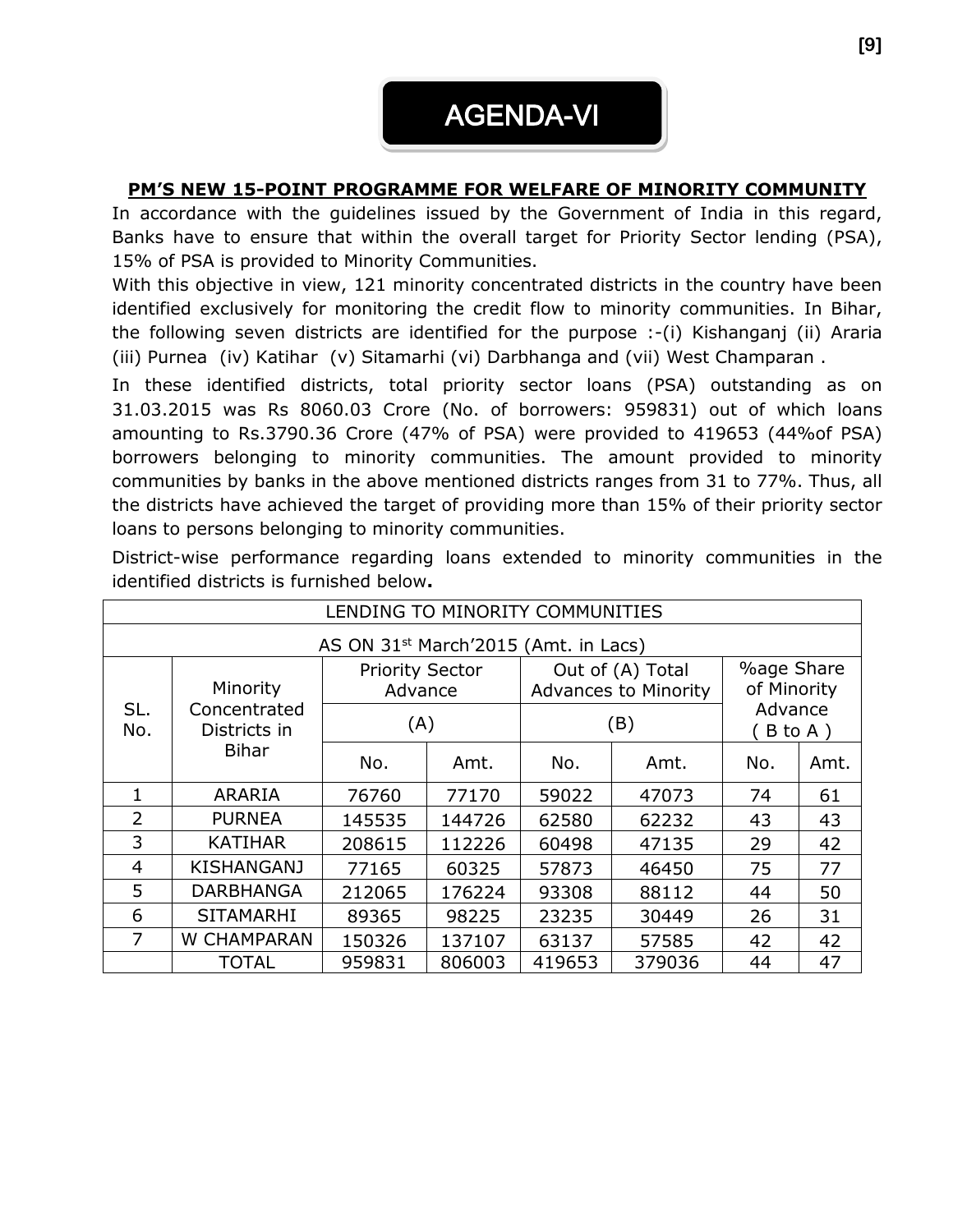# AGENDA-VI

## PM'S NEW 15-POINT PROGRAMME FOR WELFARE OF MINORITY COMMUNITY

In accordance with the guidelines issued by the Government of India in this regard, Banks have to ensure that within the overall target for Priority Sector lending (PSA), 15% of PSA is provided to Minority Communities.

With this objective in view, 121 minority concentrated districts in the country have been identified exclusively for monitoring the credit flow to minority communities. In Bihar, the following seven districts are identified for the purpose :-(i) Kishanganj (ii) Araria (iii) Purnea (iv) Katihar (v) Sitamarhi (vi) Darbhanga and (vii) West Champaran .

In these identified districts, total priority sector loans (PSA) outstanding as on 31.03.2015 was Rs 8060.03 Crore (No. of borrowers: 959831) out of which loans amounting to Rs.3790.36 Crore (47% of PSA) were provided to 419653 (44%of PSA) borrowers belonging to minority communities. The amount provided to minority communities by banks in the above mentioned districts ranges from 31 to 77%. Thus, all the districts have achieved the target of providing more than 15% of their priority sector loans to persons belonging to minority communities.

District-wise performance regarding loans extended to minority communities in the identified districts is furnished below**.**

| LENDING TO MINORITY COMMUNITIES | | | | | | | |
|---|---|---|---|---|---|---|---|
| AS ON 31st March'2015 (Amt. in Lacs) | | | | | | | |
| SL. No. | Minority Concentrated Districts in Bihar | Priority Sector Advance (A) | | Out of (A) Total Advances to Minority (B) | | %age Share of Minority Advance ( B to A ) | |
| | | No. | Amt. | No. | Amt. | No. | Amt. |
| 1 | ARARIA | 76760 | 77170 | 59022 | 47073 | 74 | 61 |
| 2 | PURNEA | 145535 | 144726 | 62580 | 62232 | 43 | 43 |
| 3 | KATIHAR | 208615 | 112226 | 60498 | 47135 | 29 | 42 |
| 4 | KISHANGANJ | 77165 | 60325 | 57873 | 46450 | 75 | 77 |
| 5 | DARBHANGA | 212065 | 176224 | 93308 | 88112 | 44 | 50 |
| 6 | SITAMARHI | 89365 | 98225 | 23235 | 30449 | 26 | 31 |
| 7 | W CHAMPARAN | 150326 | 137107 | 63137 | 57585 | 42 | 42 |
| | TOTAL | 959831 | 806003 | 419653 | 379036 | 44 | 47 |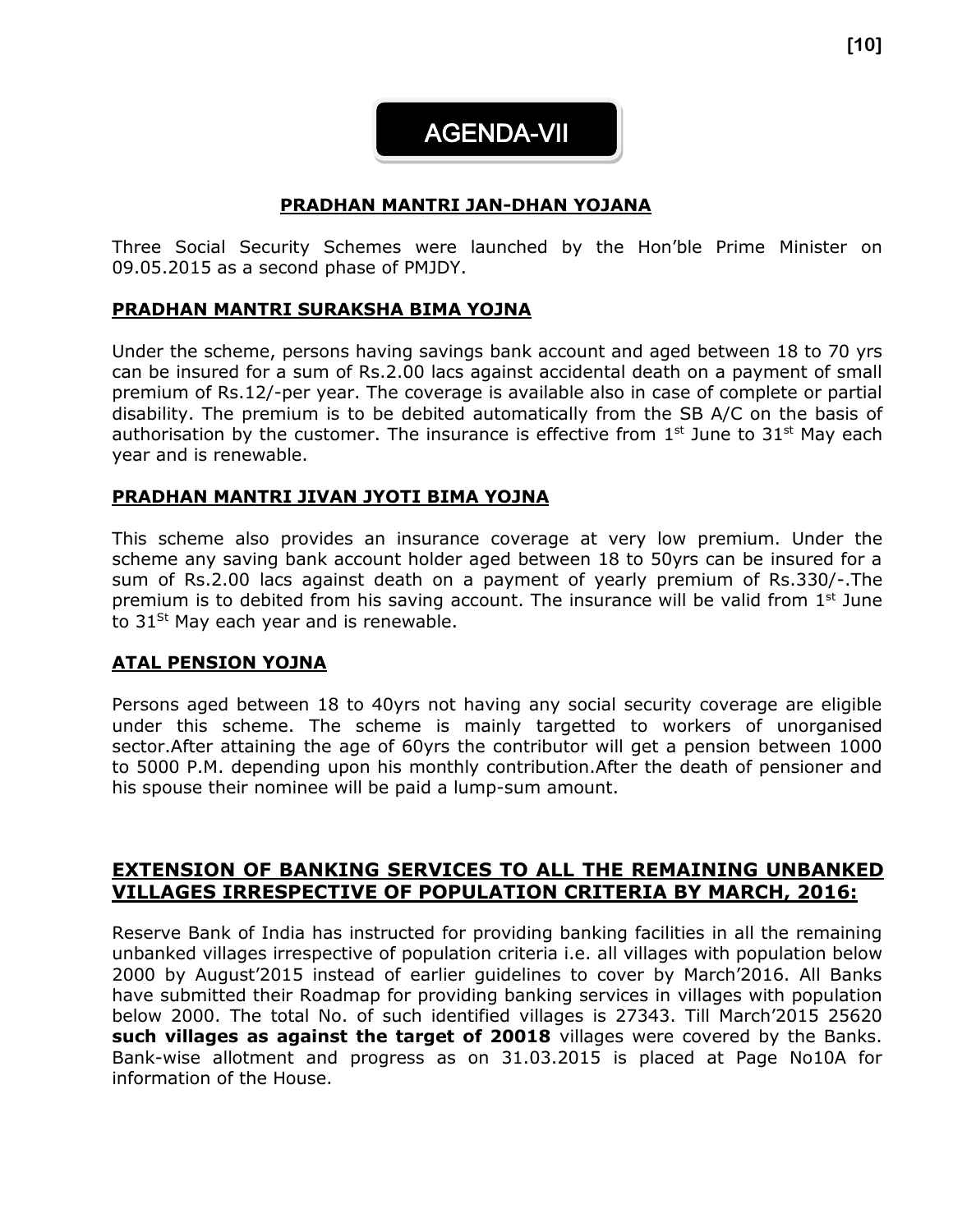# AGENDA-VII

## PRADHAN MANTRI JAN-DHAN YOJANA

Three Social Security Schemes were launched by the Hon'ble Prime Minister on 09.05.2015 as a second phase of PMJDY.

### PRADHAN MANTRI SURAKSHA BIMA YOJNA

Under the scheme, persons having savings bank account and aged between 18 to 70 yrs can be insured for a sum of Rs.2.00 lacs against accidental death on a payment of small premium of Rs.12/-per year. The coverage is available also in case of complete or partial disability. The premium is to be debited automatically from the SB A/C on the basis of authorisation by the customer. The insurance is effective from 1st June to 31st May each year and is renewable.

### PRADHAN MANTRI JIVAN JYOTI BIMA YOJNA

This scheme also provides an insurance coverage at very low premium. Under the scheme any saving bank account holder aged between 18 to 50yrs can be insured for a sum of Rs.2.00 lacs against death on a payment of yearly premium of Rs.330/-.The premium is to debited from his saving account. The insurance will be valid from 1st June to 31St May each year and is renewable.

### ATAL PENSION YOJNA

Persons aged between 18 to 40yrs not having any social security coverage are eligible under this scheme. The scheme is mainly targetted to workers of unorganised sector.After attaining the age of 60yrs the contributor will get a pension between 1000 to 5000 P.M. depending upon his monthly contribution.After the death of pensioner and his spouse their nominee will be paid a lump-sum amount.

## EXTENSION OF BANKING SERVICES TO ALL THE REMAINING UNBANKED VILLAGES IRRESPECTIVE OF POPULATION CRITERIA BY MARCH, 2016:

Reserve Bank of India has instructed for providing banking facilities in all the remaining unbanked villages irrespective of population criteria i.e. all villages with population below 2000 by August'2015 instead of earlier guidelines to cover by March'2016. All Banks have submitted their Roadmap for providing banking services in villages with population below 2000. The total No. of such identified villages is 27343. Till March'2015 25620 **such villages as against the target of 20018** villages were covered by the Banks. Bank-wise allotment and progress as on 31.03.2015 is placed at Page No10A for information of the House.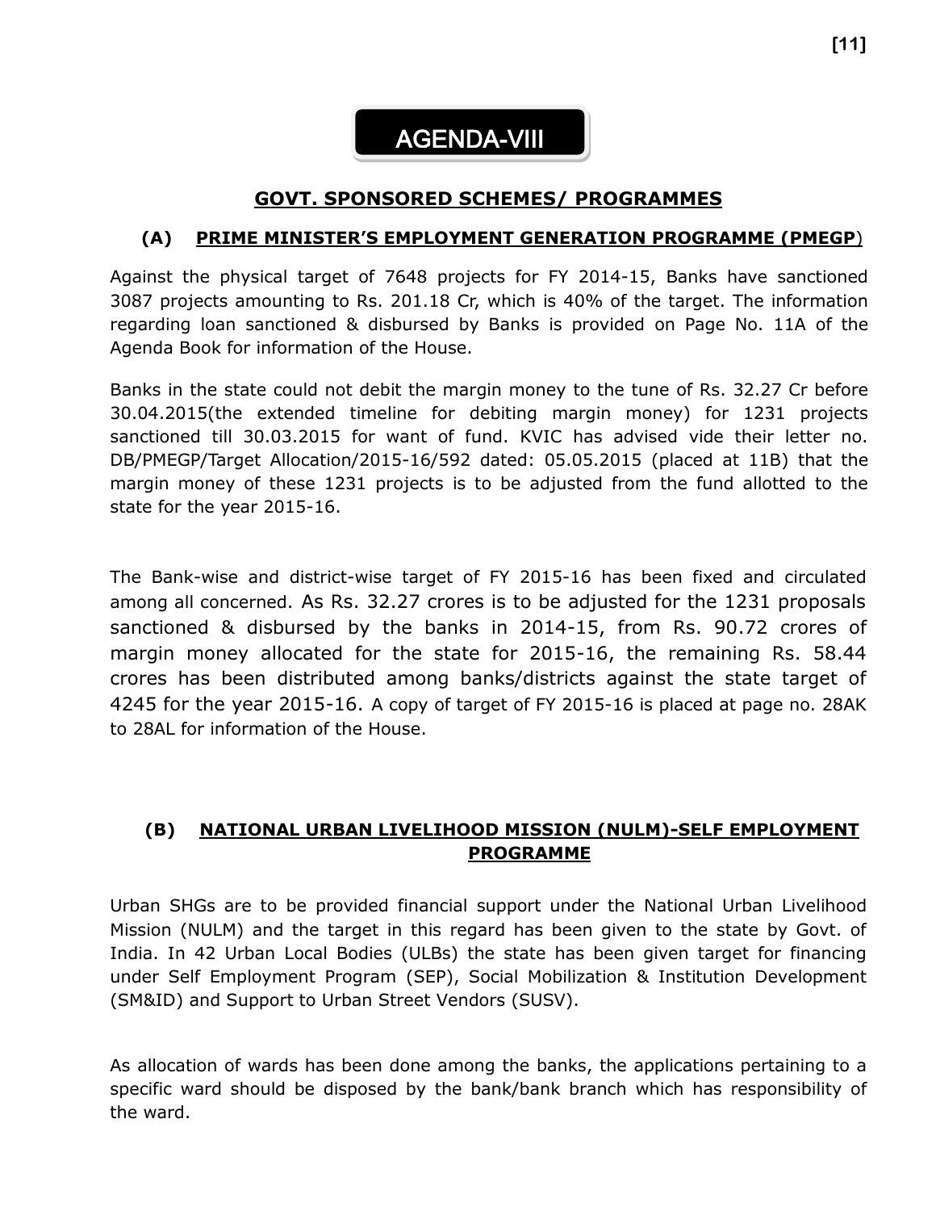# AGENDA-VIII

## GOVT. SPONSORED SCHEMES/ PROGRAMMES

### (A) PRIME MINISTER'S EMPLOYMENT GENERATION PROGRAMME (PMEGP)

Against the physical target of 7648 projects for FY 2014-15, Banks have sanctioned 3087 projects amounting to Rs. 201.18 Cr, which is 40% of the target. The information regarding loan sanctioned & disbursed by Banks is provided on Page No. 11A of the Agenda Book for information of the House.

Banks in the state could not debit the margin money to the tune of Rs. 32.27 Cr before 30.04.2015(the extended timeline for debiting margin money) for 1231 projects sanctioned till 30.03.2015 for want of fund. KVIC has advised vide their letter no. DB/PMEGP/Target Allocation/2015-16/592 dated: 05.05.2015 (placed at 11B) that the margin money of these 1231 projects is to be adjusted from the fund allotted to the state for the year 2015-16.

The Bank-wise and district-wise target of FY 2015-16 has been fixed and circulated among all concerned. As Rs. 32.27 crores is to be adjusted for the 1231 proposals sanctioned & disbursed by the banks in 2014-15, from Rs. 90.72 crores of margin money allocated for the state for 2015-16, the remaining Rs. 58.44 crores has been distributed among banks/districts against the state target of 4245 for the year 2015-16. A copy of target of FY 2015-16 is placed at page no. 28AK to 28AL for information of the House.

### (B) NATIONAL URBAN LIVELIHOOD MISSION (NULM)-SELF EMPLOYMENT PROGRAMME

Urban SHGs are to be provided financial support under the National Urban Livelihood Mission (NULM) and the target in this regard has been given to the state by Govt. of India. In 42 Urban Local Bodies (ULBs) the state has been given target for financing under Self Employment Program (SEP), Social Mobilization & Institution Development (SM&ID) and Support to Urban Street Vendors (SUSV).

As allocation of wards has been done among the banks, the applications pertaining to a specific ward should be disposed by the bank/bank branch which has responsibility of the ward.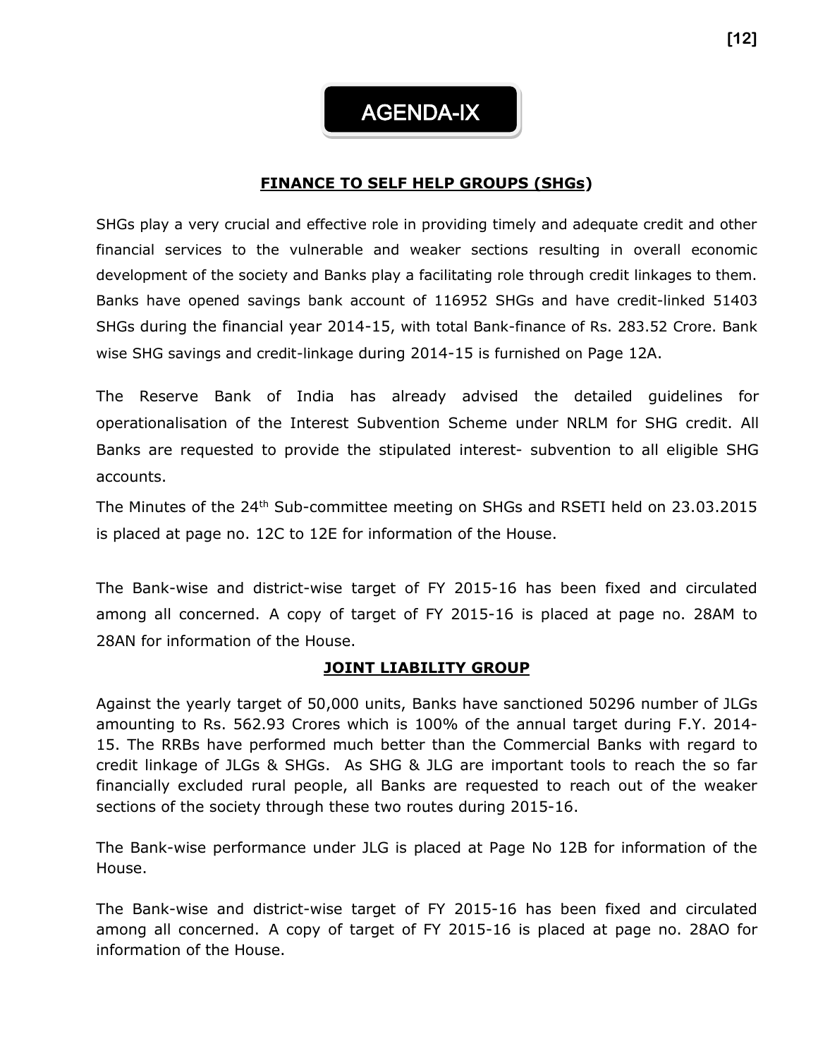# AGENDA-IX

## FINANCE TO SELF HELP GROUPS (SHGs)

SHGs play a very crucial and effective role in providing timely and adequate credit and other financial services to the vulnerable and weaker sections resulting in overall economic development of the society and Banks play a facilitating role through credit linkages to them. Banks have opened savings bank account of 116952 SHGs and have credit-linked 51403 SHGs during the financial year 2014-15, with total Bank-finance of Rs. 283.52 Crore. Bank wise SHG savings and credit-linkage during 2014-15 is furnished on Page 12A.

The Reserve Bank of India has already advised the detailed guidelines for operationalisation of the Interest Subvention Scheme under NRLM for SHG credit. All Banks are requested to provide the stipulated interest- subvention to all eligible SHG accounts.

The Minutes of the 24th Sub-committee meeting on SHGs and RSETI held on 23.03.2015 is placed at page no. 12C to 12E for information of the House.

The Bank-wise and district-wise target of FY 2015-16 has been fixed and circulated among all concerned. A copy of target of FY 2015-16 is placed at page no. 28AM to 28AN for information of the House.

## JOINT LIABILITY GROUP

Against the yearly target of 50,000 units, Banks have sanctioned 50296 number of JLGs amounting to Rs. 562.93 Crores which is 100% of the annual target during F.Y. 2014-15. The RRBs have performed much better than the Commercial Banks with regard to credit linkage of JLGs & SHGs. As SHG & JLG are important tools to reach the so far financially excluded rural people, all Banks are requested to reach out of the weaker sections of the society through these two routes during 2015-16.

The Bank-wise performance under JLG is placed at Page No 12B for information of the House.

The Bank-wise and district-wise target of FY 2015-16 has been fixed and circulated among all concerned. A copy of target of FY 2015-16 is placed at page no. 28AO for information of the House.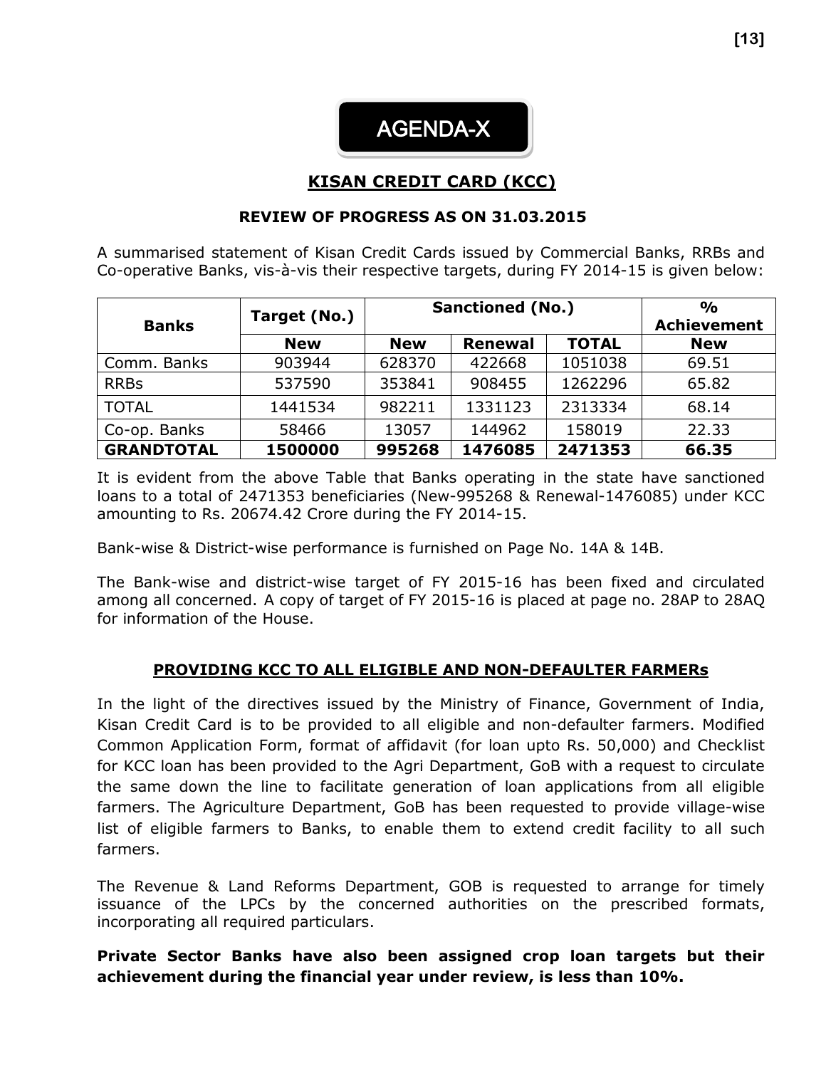# AGENDA-X

## KISAN CREDIT CARD (KCC)

### REVIEW OF PROGRESS AS ON 31.03.2015

A summarised statement of Kisan Credit Cards issued by Commercial Banks, RRBs and Co-operative Banks, vis-à-vis their respective targets, during FY 2014-15 is given below:

| Banks | Target (No.) | Sanctioned (No.) | | | % Achievement |
|---|---|---|---|---|---|
| | New | New | Renewal | TOTAL | New |
| Comm. Banks | 903944 | 628370 | 422668 | 1051038 | 69.51 |
| RRBs | 537590 | 353841 | 908455 | 1262296 | 65.82 |
| TOTAL | 1441534 | 982211 | 1331123 | 2313334 | 68.14 |
| Co-op. Banks | 58466 | 13057 | 144962 | 158019 | 22.33 |
| **GRANDTOTAL** | **1500000** | **995268** | **1476085** | **2471353** | **66.35** |

It is evident from the above Table that Banks operating in the state have sanctioned loans to a total of 2471353 beneficiaries (New-995268 & Renewal-1476085) under KCC amounting to Rs. 20674.42 Crore during the FY 2014-15.

Bank-wise & District-wise performance is furnished on Page No. 14A & 14B.

The Bank-wise and district-wise target of FY 2015-16 has been fixed and circulated among all concerned. A copy of target of FY 2015-16 is placed at page no. 28AP to 28AQ for information of the House.

### PROVIDING KCC TO ALL ELIGIBLE AND NON-DEFAULTER FARMERs

In the light of the directives issued by the Ministry of Finance, Government of India, Kisan Credit Card is to be provided to all eligible and non-defaulter farmers. Modified Common Application Form, format of affidavit (for loan upto Rs. 50,000) and Checklist for KCC loan has been provided to the Agri Department, GoB with a request to circulate the same down the line to facilitate generation of loan applications from all eligible farmers. The Agriculture Department, GoB has been requested to provide village-wise list of eligible farmers to Banks, to enable them to extend credit facility to all such farmers.

The Revenue & Land Reforms Department, GOB is requested to arrange for timely issuance of the LPCs by the concerned authorities on the prescribed formats, incorporating all required particulars.

**Private Sector Banks have also been assigned crop loan targets but their achievement during the financial year under review, is less than 10%.**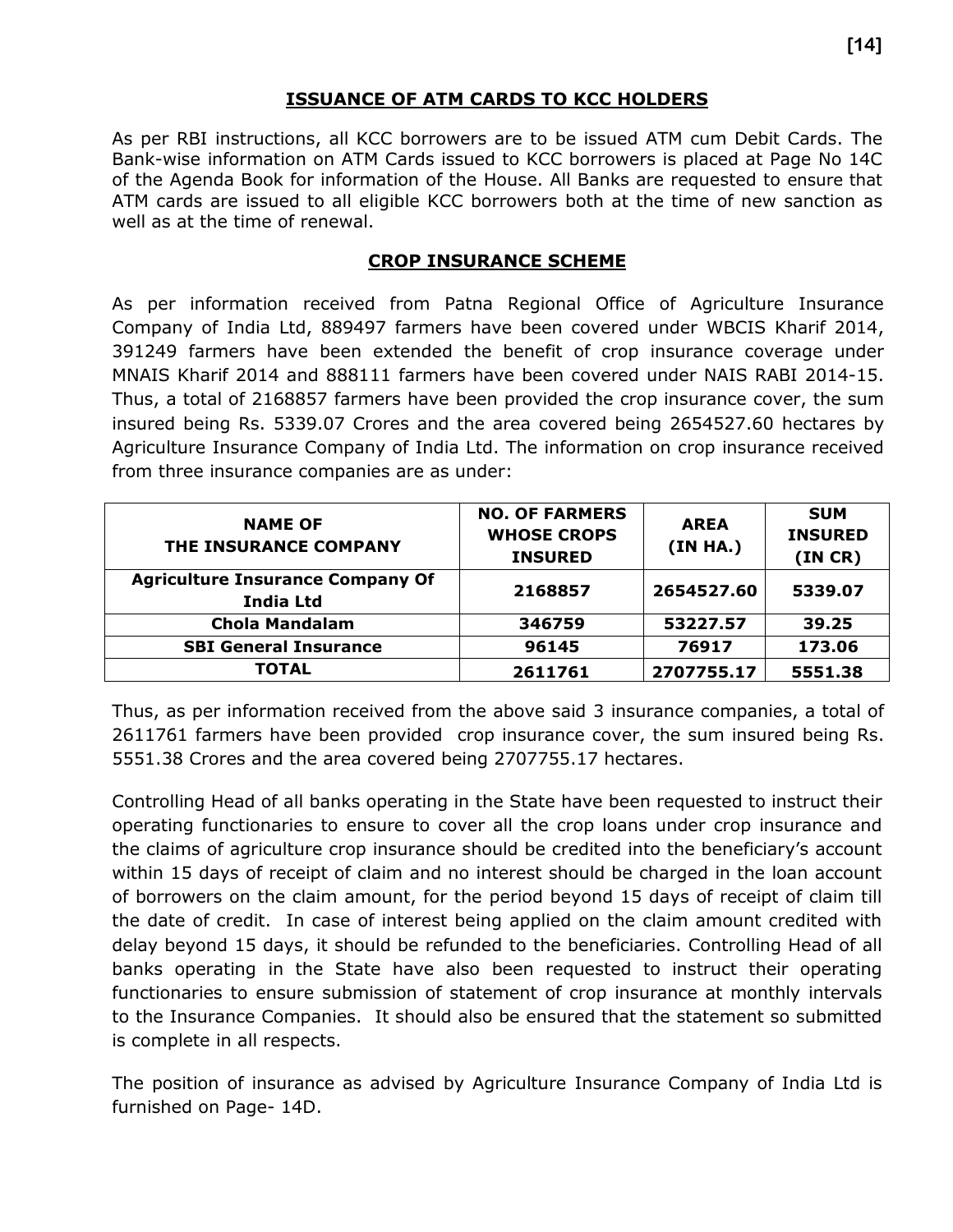## ISSUANCE OF ATM CARDS TO KCC HOLDERS

As per RBI instructions, all KCC borrowers are to be issued ATM cum Debit Cards. The Bank-wise information on ATM Cards issued to KCC borrowers is placed at Page No 14C of the Agenda Book for information of the House. All Banks are requested to ensure that ATM cards are issued to all eligible KCC borrowers both at the time of new sanction as well as at the time of renewal.

## CROP INSURANCE SCHEME

As per information received from Patna Regional Office of Agriculture Insurance Company of India Ltd, 889497 farmers have been covered under WBCIS Kharif 2014, 391249 farmers have been extended the benefit of crop insurance coverage under MNAIS Kharif 2014 and 888111 farmers have been covered under NAIS RABI 2014-15. Thus, a total of 2168857 farmers have been provided the crop insurance cover, the sum insured being Rs. 5339.07 Crores and the area covered being 2654527.60 hectares by Agriculture Insurance Company of India Ltd. The information on crop insurance received from three insurance companies are as under:

| NAME OF THE INSURANCE COMPANY | NO. OF FARMERS WHOSE CROPS INSURED | AREA (IN HA.) | SUM INSURED (IN CR) |
|---|---|---|---|
| **Agriculture Insurance Company Of India Ltd** | **2168857** | **2654527.60** | **5339.07** |
| **Chola Mandalam** | **346759** | **53227.57** | **39.25** |
| **SBI General Insurance** | **96145** | **76917** | **173.06** |
| **TOTAL** | **2611761** | **2707755.17** | **5551.38** |

Thus, as per information received from the above said 3 insurance companies, a total of 2611761 farmers have been provided crop insurance cover, the sum insured being Rs. 5551.38 Crores and the area covered being 2707755.17 hectares.

Controlling Head of all banks operating in the State have been requested to instruct their operating functionaries to ensure to cover all the crop loans under crop insurance and the claims of agriculture crop insurance should be credited into the beneficiary's account within 15 days of receipt of claim and no interest should be charged in the loan account of borrowers on the claim amount, for the period beyond 15 days of receipt of claim till the date of credit. In case of interest being applied on the claim amount credited with delay beyond 15 days, it should be refunded to the beneficiaries. Controlling Head of all banks operating in the State have also been requested to instruct their operating functionaries to ensure submission of statement of crop insurance at monthly intervals to the Insurance Companies. It should also be ensured that the statement so submitted is complete in all respects.

The position of insurance as advised by Agriculture Insurance Company of India Ltd is furnished on Page- 14D.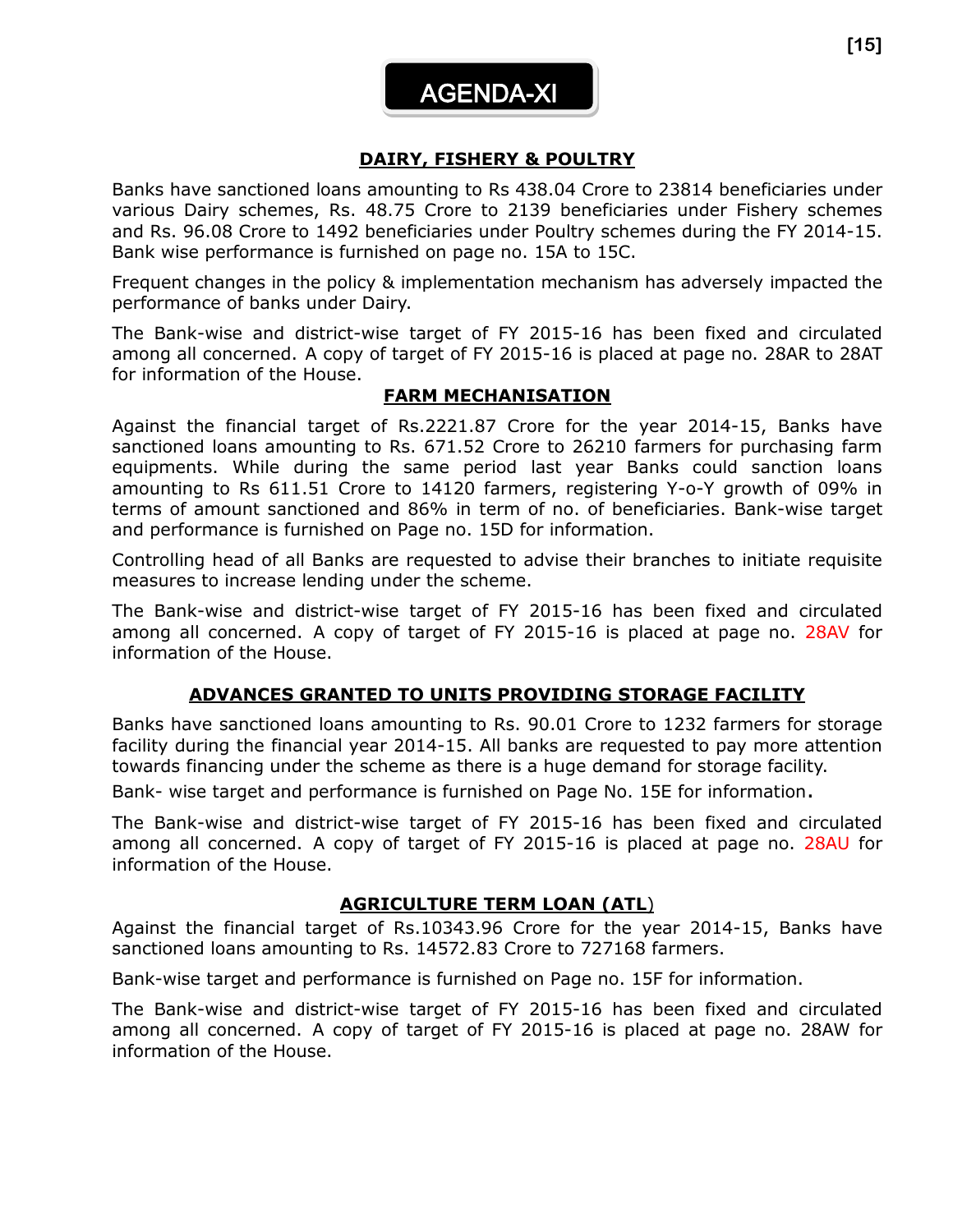# AGENDA-XI

## DAIRY, FISHERY & POULTRY

Banks have sanctioned loans amounting to Rs 438.04 Crore to 23814 beneficiaries under various Dairy schemes, Rs. 48.75 Crore to 2139 beneficiaries under Fishery schemes and Rs. 96.08 Crore to 1492 beneficiaries under Poultry schemes during the FY 2014-15. Bank wise performance is furnished on page no. 15A to 15C.

Frequent changes in the policy & implementation mechanism has adversely impacted the performance of banks under Dairy.

The Bank-wise and district-wise target of FY 2015-16 has been fixed and circulated among all concerned. A copy of target of FY 2015-16 is placed at page no. 28AR to 28AT for information of the House.

## FARM MECHANISATION

Against the financial target of Rs.2221.87 Crore for the year 2014-15, Banks have sanctioned loans amounting to Rs. 671.52 Crore to 26210 farmers for purchasing farm equipments. While during the same period last year Banks could sanction loans amounting to Rs 611.51 Crore to 14120 farmers, registering Y-o-Y growth of 09% in terms of amount sanctioned and 86% in term of no. of beneficiaries. Bank-wise target and performance is furnished on Page no. 15D for information.

Controlling head of all Banks are requested to advise their branches to initiate requisite measures to increase lending under the scheme.

The Bank-wise and district-wise target of FY 2015-16 has been fixed and circulated among all concerned. A copy of target of FY 2015-16 is placed at page no. 28AV for information of the House.

## ADVANCES GRANTED TO UNITS PROVIDING STORAGE FACILITY

Banks have sanctioned loans amounting to Rs. 90.01 Crore to 1232 farmers for storage facility during the financial year 2014-15. All banks are requested to pay more attention towards financing under the scheme as there is a huge demand for storage facility.

Bank- wise target and performance is furnished on Page No. 15E for information.

The Bank-wise and district-wise target of FY 2015-16 has been fixed and circulated among all concerned. A copy of target of FY 2015-16 is placed at page no. 28AU for information of the House.

## AGRICULTURE TERM LOAN (ATL)

Against the financial target of Rs.10343.96 Crore for the year 2014-15, Banks have sanctioned loans amounting to Rs. 14572.83 Crore to 727168 farmers.

Bank-wise target and performance is furnished on Page no. 15F for information.

The Bank-wise and district-wise target of FY 2015-16 has been fixed and circulated among all concerned. A copy of target of FY 2015-16 is placed at page no. 28AW for information of the House.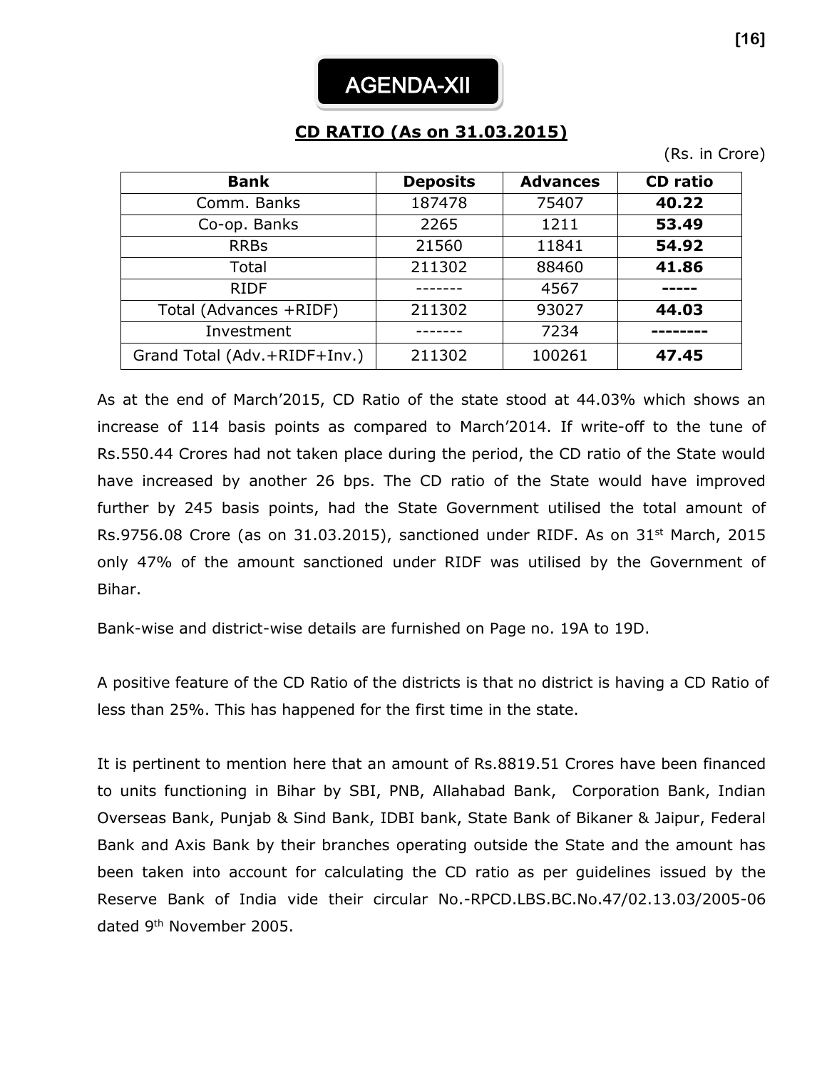# AGENDA-XII

## CD RATIO (As on 31.03.2015)

(Rs. in Crore)

| Bank | Deposits | Advances | CD ratio |
|---|---|---|---|
| Comm. Banks | 187478 | 75407 | **40.22** |
| Co-op. Banks | 2265 | 1211 | **53.49** |
| RRBs | 21560 | 11841 | **54.92** |
| Total | 211302 | 88460 | **41.86** |
| RIDF | ------- | 4567 | **-----** |
| Total (Advances +RIDF) | 211302 | 93027 | **44.03** |
| Investment | ------- | 7234 | **--------** |
| Grand Total (Adv.+RIDF+Inv.) | 211302 | 100261 | **47.45** |

As at the end of March'2015, CD Ratio of the state stood at 44.03% which shows an increase of 114 basis points as compared to March'2014. If write-off to the tune of Rs.550.44 Crores had not taken place during the period, the CD ratio of the State would have increased by another 26 bps. The CD ratio of the State would have improved further by 245 basis points, had the State Government utilised the total amount of Rs.9756.08 Crore (as on 31.03.2015), sanctioned under RIDF. As on 31st March, 2015 only 47% of the amount sanctioned under RIDF was utilised by the Government of Bihar.

Bank-wise and district-wise details are furnished on Page no. 19A to 19D.

A positive feature of the CD Ratio of the districts is that no district is having a CD Ratio of less than 25%. This has happened for the first time in the state.

It is pertinent to mention here that an amount of Rs.8819.51 Crores have been financed to units functioning in Bihar by SBI, PNB, Allahabad Bank, Corporation Bank, Indian Overseas Bank, Punjab & Sind Bank, IDBI bank, State Bank of Bikaner & Jaipur, Federal Bank and Axis Bank by their branches operating outside the State and the amount has been taken into account for calculating the CD ratio as per guidelines issued by the Reserve Bank of India vide their circular No.-RPCD.LBS.BC.No.47/02.13.03/2005-06 dated 9th November 2005.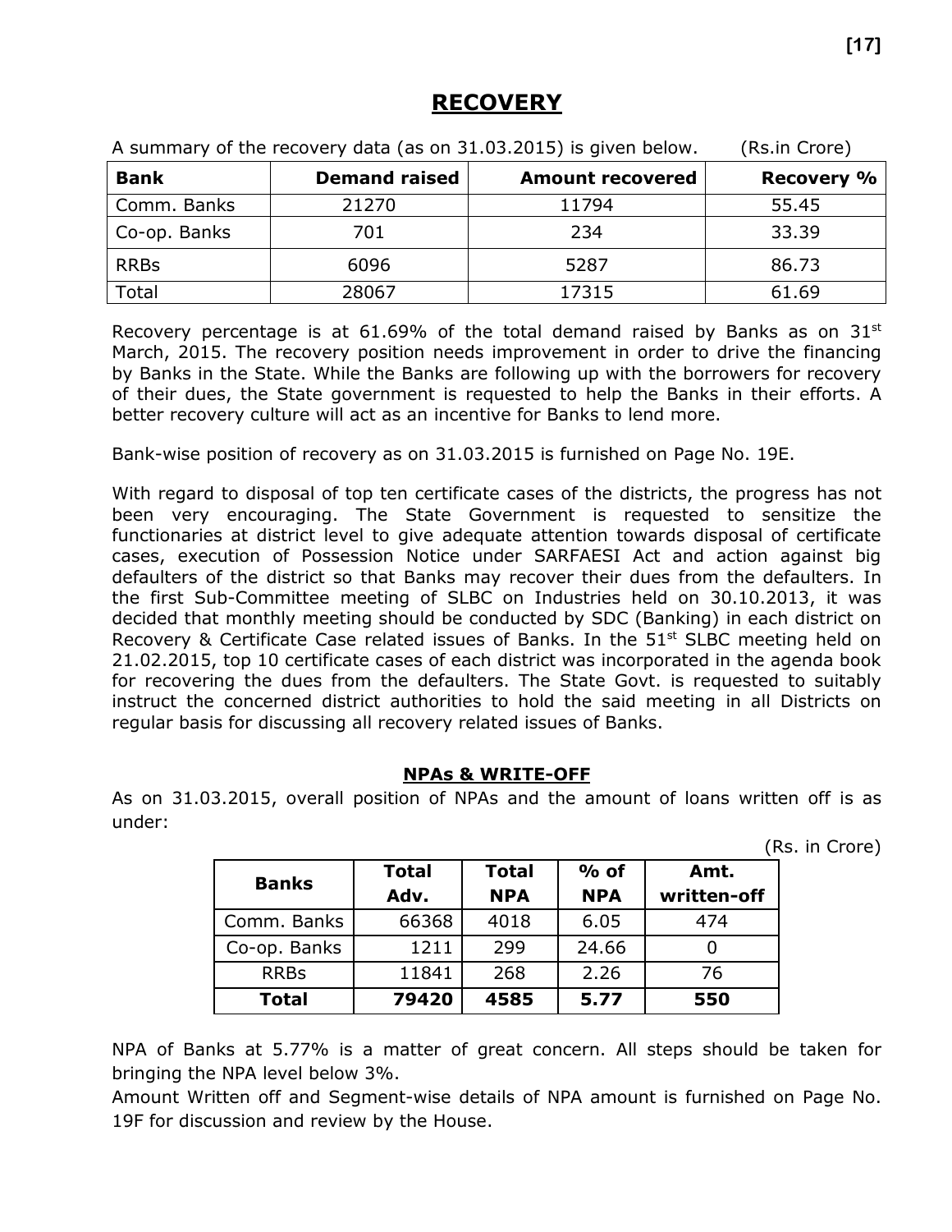# RECOVERY

A summary of the recovery data (as on 31.03.2015) is given below. (Rs.in Crore)

| Bank | Demand raised | Amount recovered | Recovery % |
|---|---|---|---|
| Comm. Banks | 21270 | 11794 | 55.45 |
| Co-op. Banks | 701 | 234 | 33.39 |
| RRBs | 6096 | 5287 | 86.73 |
| Total | 28067 | 17315 | 61.69 |

Recovery percentage is at 61.69% of the total demand raised by Banks as on 31st March, 2015. The recovery position needs improvement in order to drive the financing by Banks in the State. While the Banks are following up with the borrowers for recovery of their dues, the State government is requested to help the Banks in their efforts. A better recovery culture will act as an incentive for Banks to lend more.

Bank-wise position of recovery as on 31.03.2015 is furnished on Page No. 19E.

With regard to disposal of top ten certificate cases of the districts, the progress has not been very encouraging. The State Government is requested to sensitize the functionaries at district level to give adequate attention towards disposal of certificate cases, execution of Possession Notice under SARFAESI Act and action against big defaulters of the district so that Banks may recover their dues from the defaulters. In the first Sub-Committee meeting of SLBC on Industries held on 30.10.2013, it was decided that monthly meeting should be conducted by SDC (Banking) in each district on Recovery & Certificate Case related issues of Banks. In the 51st SLBC meeting held on 21.02.2015, top 10 certificate cases of each district was incorporated in the agenda book for recovering the dues from the defaulters. The State Govt. is requested to suitably instruct the concerned district authorities to hold the said meeting in all Districts on regular basis for discussing all recovery related issues of Banks.

## NPAs & WRITE-OFF

As on 31.03.2015, overall position of NPAs and the amount of loans written off is as under:

(Rs. in Crore)

| Banks | Total Adv. | Total NPA | % of NPA | Amt. written-off |
|---|---|---|---|---|
| Comm. Banks | 66368 | 4018 | 6.05 | 474 |
| Co-op. Banks | 1211 | 299 | 24.66 | 0 |
| RRBs | 11841 | 268 | 2.26 | 76 |
| **Total** | **79420** | **4585** | **5.77** | **550** |

NPA of Banks at 5.77% is a matter of great concern. All steps should be taken for bringing the NPA level below 3%.

Amount Written off and Segment-wise details of NPA amount is furnished on Page No. 19F for discussion and review by the House.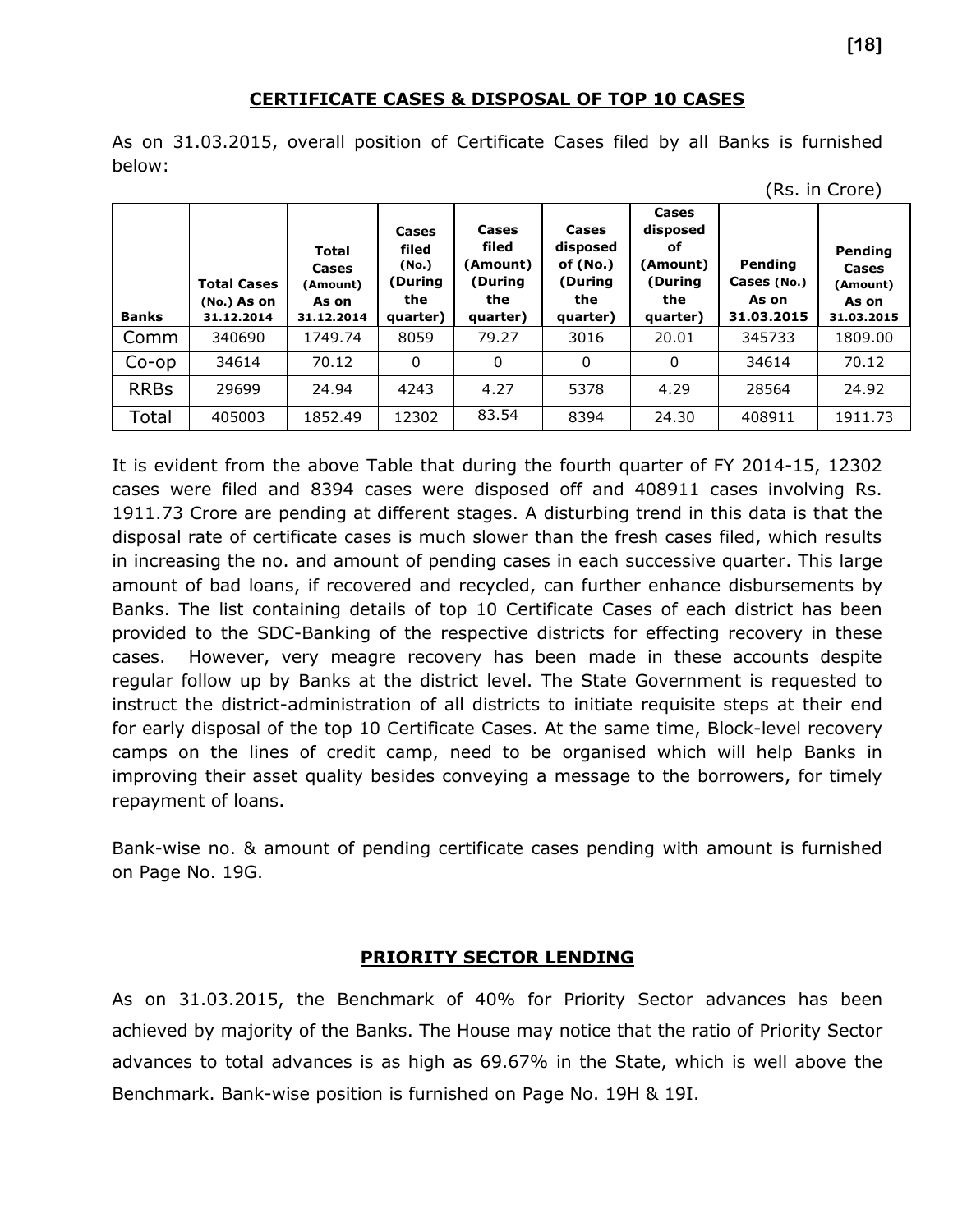## CERTIFICATE CASES & DISPOSAL OF TOP 10 CASES

As on 31.03.2015, overall position of Certificate Cases filed by all Banks is furnished below:

(Rs. in Crore)

| Banks | Total Cases (No.) As on 31.12.2014 | Total Cases (Amount) As on 31.12.2014 | Cases filed (No.) (During the quarter) | Cases filed (Amount) (During the quarter) | Cases disposed of (No.) (During the quarter) | Cases disposed of (Amount) (During the quarter) | Pending Cases (No.) As on 31.03.2015 | Pending Cases (Amount) As on 31.03.2015 |
|---|---|---|---|---|---|---|---|---|
| Comm | 340690 | 1749.74 | 8059 | 79.27 | 3016 | 20.01 | 345733 | 1809.00 |
| Co-op | 34614 | 70.12 | 0 | 0 | 0 | 0 | 34614 | 70.12 |
| RRBs | 29699 | 24.94 | 4243 | 4.27 | 5378 | 4.29 | 28564 | 24.92 |
| Total | 405003 | 1852.49 | 12302 | 83.54 | 8394 | 24.30 | 408911 | 1911.73 |

It is evident from the above Table that during the fourth quarter of FY 2014-15, 12302 cases were filed and 8394 cases were disposed off and 408911 cases involving Rs. 1911.73 Crore are pending at different stages. A disturbing trend in this data is that the disposal rate of certificate cases is much slower than the fresh cases filed, which results in increasing the no. and amount of pending cases in each successive quarter. This large amount of bad loans, if recovered and recycled, can further enhance disbursements by Banks. The list containing details of top 10 Certificate Cases of each district has been provided to the SDC-Banking of the respective districts for effecting recovery in these cases. However, very meagre recovery has been made in these accounts despite regular follow up by Banks at the district level. The State Government is requested to instruct the district-administration of all districts to initiate requisite steps at their end for early disposal of the top 10 Certificate Cases. At the same time, Block-level recovery camps on the lines of credit camp, need to be organised which will help Banks in improving their asset quality besides conveying a message to the borrowers, for timely repayment of loans.

Bank-wise no. & amount of pending certificate cases pending with amount is furnished on Page No. 19G.

## PRIORITY SECTOR LENDING

As on 31.03.2015, the Benchmark of 40% for Priority Sector advances has been achieved by majority of the Banks. The House may notice that the ratio of Priority Sector advances to total advances is as high as 69.67% in the State, which is well above the Benchmark. Bank-wise position is furnished on Page No. 19H & 19I.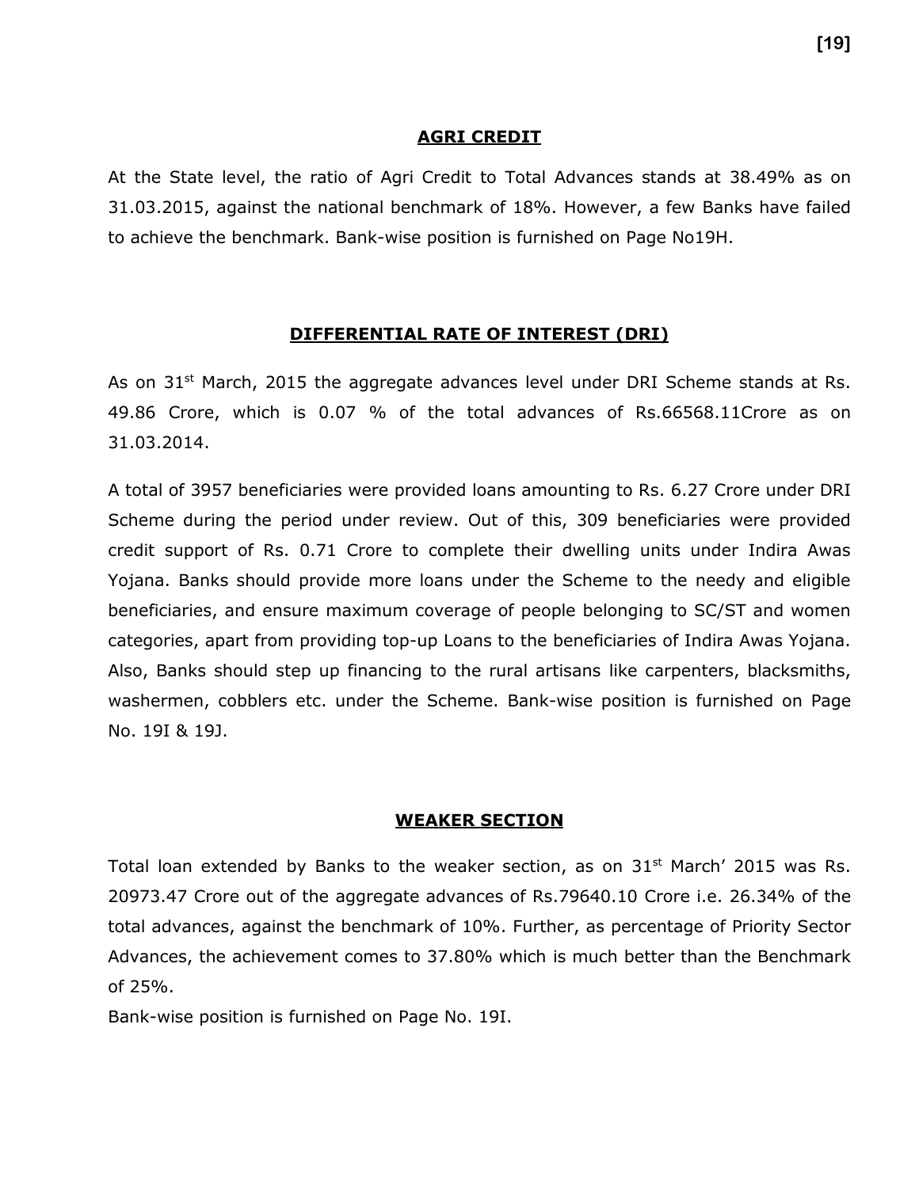## AGRI CREDIT

At the State level, the ratio of Agri Credit to Total Advances stands at 38.49% as on 31.03.2015, against the national benchmark of 18%. However, a few Banks have failed to achieve the benchmark. Bank-wise position is furnished on Page No19H.

## DIFFERENTIAL RATE OF INTEREST (DRI)

As on 31st March, 2015 the aggregate advances level under DRI Scheme stands at Rs. 49.86 Crore, which is 0.07 % of the total advances of Rs.66568.11Crore as on 31.03.2014.

A total of 3957 beneficiaries were provided loans amounting to Rs. 6.27 Crore under DRI Scheme during the period under review. Out of this, 309 beneficiaries were provided credit support of Rs. 0.71 Crore to complete their dwelling units under Indira Awas Yojana. Banks should provide more loans under the Scheme to the needy and eligible beneficiaries, and ensure maximum coverage of people belonging to SC/ST and women categories, apart from providing top-up Loans to the beneficiaries of Indira Awas Yojana. Also, Banks should step up financing to the rural artisans like carpenters, blacksmiths, washermen, cobblers etc. under the Scheme. Bank-wise position is furnished on Page No. 19I & 19J.

## WEAKER SECTION

Total loan extended by Banks to the weaker section, as on 31st March' 2015 was Rs. 20973.47 Crore out of the aggregate advances of Rs.79640.10 Crore i.e. 26.34% of the total advances, against the benchmark of 10%. Further, as percentage of Priority Sector Advances, the achievement comes to 37.80% which is much better than the Benchmark of 25%.

Bank-wise position is furnished on Page No. 19I.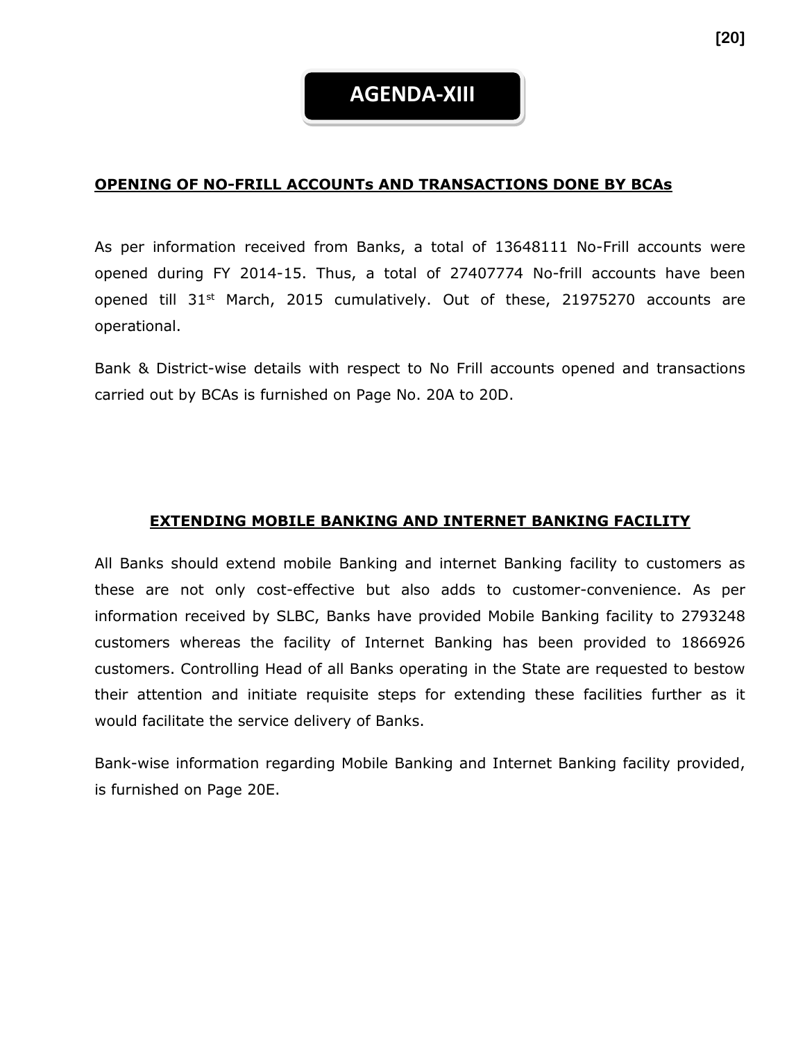# AGENDA-XIII

## OPENING OF NO-FRILL ACCOUNTs AND TRANSACTIONS DONE BY BCAs

As per information received from Banks, a total of 13648111 No-Frill accounts were opened during FY 2014-15. Thus, a total of 27407774 No-frill accounts have been opened till 31st March, 2015 cumulatively. Out of these, 21975270 accounts are operational.

Bank & District-wise details with respect to No Frill accounts opened and transactions carried out by BCAs is furnished on Page No. 20A to 20D.

## EXTENDING MOBILE BANKING AND INTERNET BANKING FACILITY

All Banks should extend mobile Banking and internet Banking facility to customers as these are not only cost-effective but also adds to customer-convenience. As per information received by SLBC, Banks have provided Mobile Banking facility to 2793248 customers whereas the facility of Internet Banking has been provided to 1866926 customers. Controlling Head of all Banks operating in the State are requested to bestow their attention and initiate requisite steps for extending these facilities further as it would facilitate the service delivery of Banks.

Bank-wise information regarding Mobile Banking and Internet Banking facility provided, is furnished on Page 20E.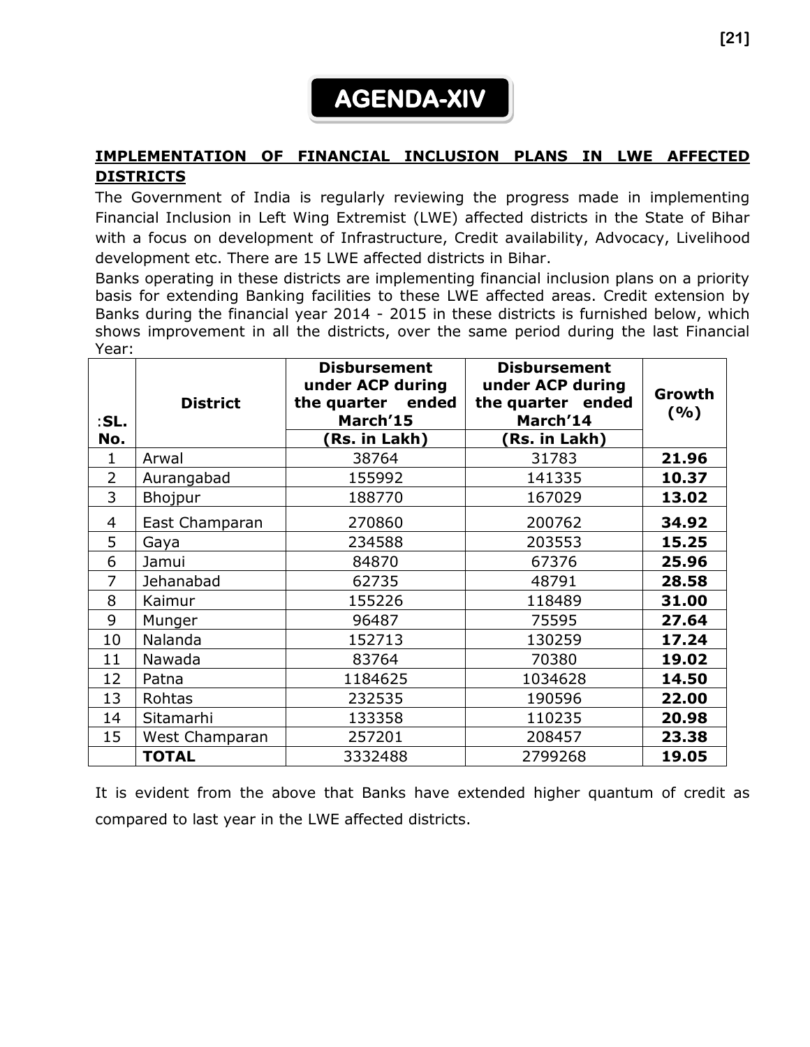# AGENDA-XIV

## IMPLEMENTATION OF FINANCIAL INCLUSION PLANS IN LWE AFFECTED DISTRICTS

The Government of India is regularly reviewing the progress made in implementing Financial Inclusion in Left Wing Extremist (LWE) affected districts in the State of Bihar with a focus on development of Infrastructure, Credit availability, Advocacy, Livelihood development etc. There are 15 LWE affected districts in Bihar.

Banks operating in these districts are implementing financial inclusion plans on a priority basis for extending Banking facilities to these LWE affected areas. Credit extension by Banks during the financial year 2014 - 2015 in these districts is furnished below, which shows improvement in all the districts, over the same period during the last Financial Year:

| :SL. No. | District | Disbursement under ACP during the quarter ended March'15 (Rs. in Lakh) | Disbursement under ACP during the quarter ended March'14 (Rs. in Lakh) | Growth (%) |
|---|---|---|---|---|
| 1 | Arwal | 38764 | 31783 | **21.96** |
| 2 | Aurangabad | 155992 | 141335 | **10.37** |
| 3 | Bhojpur | 188770 | 167029 | **13.02** |
| 4 | East Champaran | 270860 | 200762 | **34.92** |
| 5 | Gaya | 234588 | 203553 | **15.25** |
| 6 | Jamui | 84870 | 67376 | **25.96** |
| 7 | Jehanabad | 62735 | 48791 | **28.58** |
| 8 | Kaimur | 155226 | 118489 | **31.00** |
| 9 | Munger | 96487 | 75595 | **27.64** |
| 10 | Nalanda | 152713 | 130259 | **17.24** |
| 11 | Nawada | 83764 | 70380 | **19.02** |
| 12 | Patna | 1184625 | 1034628 | **14.50** |
| 13 | Rohtas | 232535 | 190596 | **22.00** |
| 14 | Sitamarhi | 133358 | 110235 | **20.98** |
| 15 | West Champaran | 257201 | 208457 | **23.38** |
| | **TOTAL** | 3332488 | 2799268 | **19.05** |

It is evident from the above that Banks have extended higher quantum of credit as compared to last year in the LWE affected districts.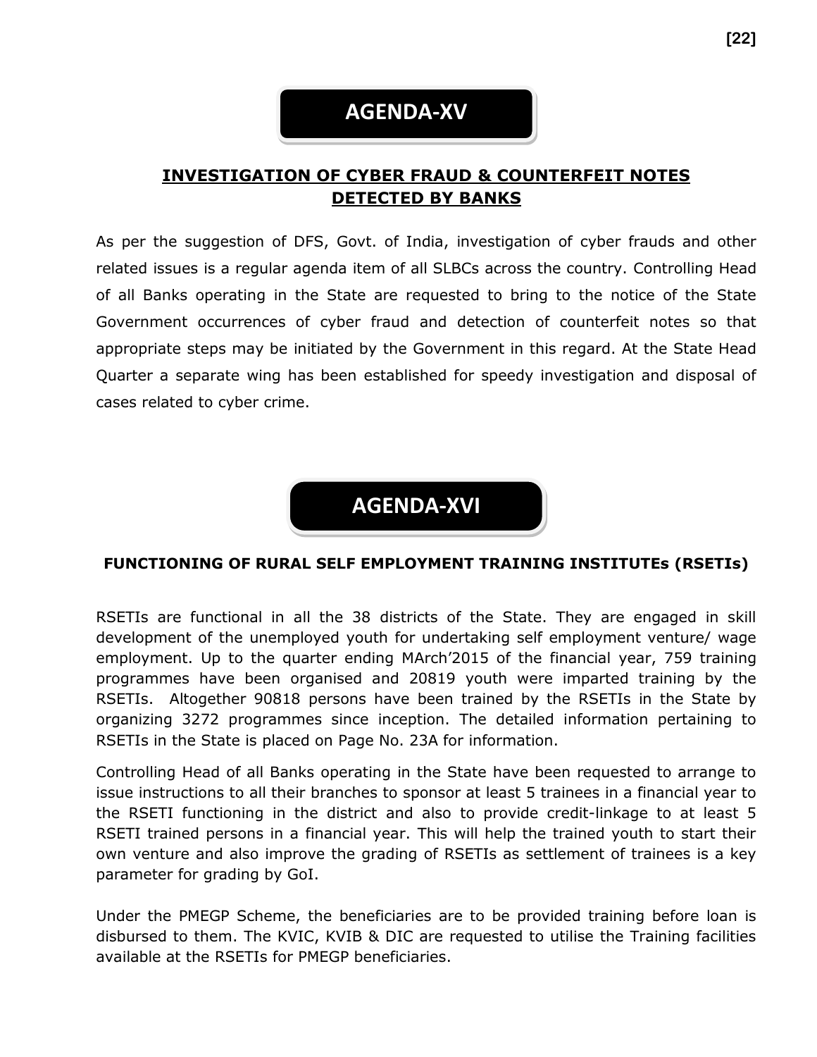# AGENDA-XV

## INVESTIGATION OF CYBER FRAUD & COUNTERFEIT NOTES DETECTED BY BANKS

As per the suggestion of DFS, Govt. of India, investigation of cyber frauds and other related issues is a regular agenda item of all SLBCs across the country. Controlling Head of all Banks operating in the State are requested to bring to the notice of the State Government occurrences of cyber fraud and detection of counterfeit notes so that appropriate steps may be initiated by the Government in this regard. At the State Head Quarter a separate wing has been established for speedy investigation and disposal of cases related to cyber crime.

# AGENDA-XVI

## FUNCTIONING OF RURAL SELF EMPLOYMENT TRAINING INSTITUTEs (RSETIs)

RSETIs are functional in all the 38 districts of the State. They are engaged in skill development of the unemployed youth for undertaking self employment venture/ wage employment. Up to the quarter ending MArch'2015 of the financial year, 759 training programmes have been organised and 20819 youth were imparted training by the RSETIs. Altogether 90818 persons have been trained by the RSETIs in the State by organizing 3272 programmes since inception. The detailed information pertaining to RSETIs in the State is placed on Page No. 23A for information.

Controlling Head of all Banks operating in the State have been requested to arrange to issue instructions to all their branches to sponsor at least 5 trainees in a financial year to the RSETI functioning in the district and also to provide credit-linkage to at least 5 RSETI trained persons in a financial year. This will help the trained youth to start their own venture and also improve the grading of RSETIs as settlement of trainees is a key parameter for grading by GoI.

Under the PMEGP Scheme, the beneficiaries are to be provided training before loan is disbursed to them. The KVIC, KVIB & DIC are requested to utilise the Training facilities available at the RSETIs for PMEGP beneficiaries.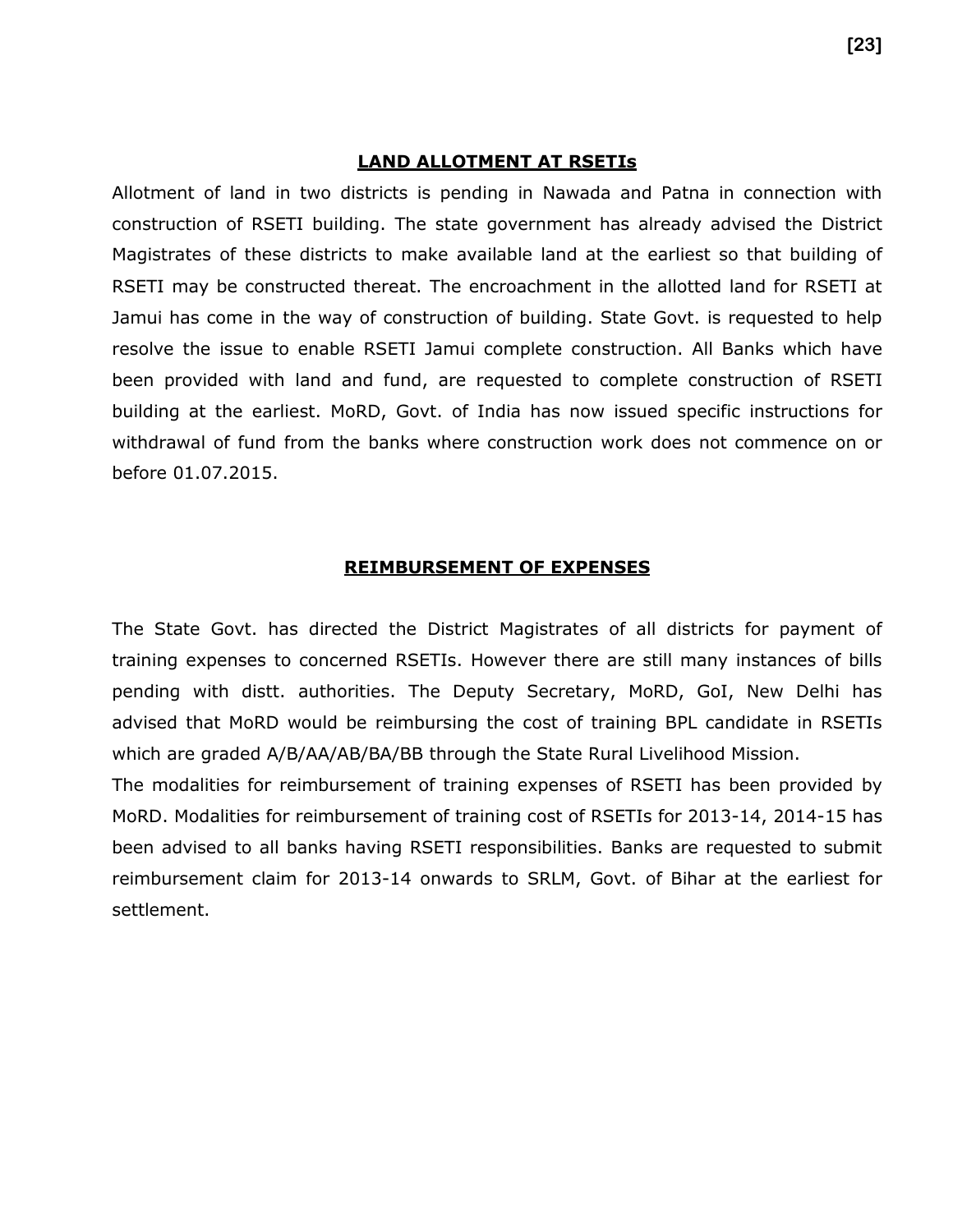## LAND ALLOTMENT AT RSETIs

Allotment of land in two districts is pending in Nawada and Patna in connection with construction of RSETI building. The state government has already advised the District Magistrates of these districts to make available land at the earliest so that building of RSETI may be constructed thereat. The encroachment in the allotted land for RSETI at Jamui has come in the way of construction of building. State Govt. is requested to help resolve the issue to enable RSETI Jamui complete construction. All Banks which have been provided with land and fund, are requested to complete construction of RSETI building at the earliest. MoRD, Govt. of India has now issued specific instructions for withdrawal of fund from the banks where construction work does not commence on or before 01.07.2015.

## REIMBURSEMENT OF EXPENSES

The State Govt. has directed the District Magistrates of all districts for payment of training expenses to concerned RSETIs. However there are still many instances of bills pending with distt. authorities. The Deputy Secretary, MoRD, GoI, New Delhi has advised that MoRD would be reimbursing the cost of training BPL candidate in RSETIs which are graded A/B/AA/AB/BA/BB through the State Rural Livelihood Mission.

The modalities for reimbursement of training expenses of RSETI has been provided by MoRD. Modalities for reimbursement of training cost of RSETIs for 2013-14, 2014-15 has been advised to all banks having RSETI responsibilities. Banks are requested to submit reimbursement claim for 2013-14 onwards to SRLM, Govt. of Bihar at the earliest for settlement.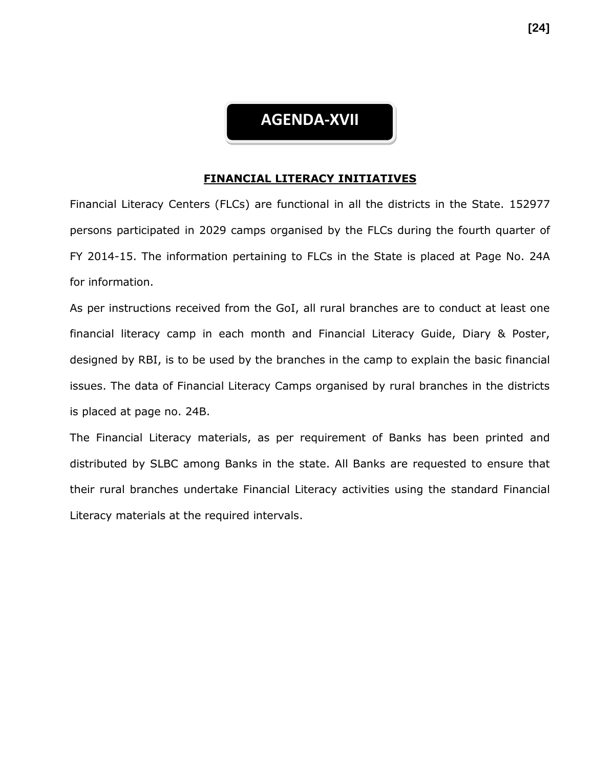# AGENDA-XVII

## FINANCIAL LITERACY INITIATIVES

Financial Literacy Centers (FLCs) are functional in all the districts in the State. 152977 persons participated in 2029 camps organised by the FLCs during the fourth quarter of FY 2014-15. The information pertaining to FLCs in the State is placed at Page No. 24A for information.

As per instructions received from the GoI, all rural branches are to conduct at least one financial literacy camp in each month and Financial Literacy Guide, Diary & Poster, designed by RBI, is to be used by the branches in the camp to explain the basic financial issues. The data of Financial Literacy Camps organised by rural branches in the districts is placed at page no. 24B.

The Financial Literacy materials, as per requirement of Banks has been printed and distributed by SLBC among Banks in the state. All Banks are requested to ensure that their rural branches undertake Financial Literacy activities using the standard Financial Literacy materials at the required intervals.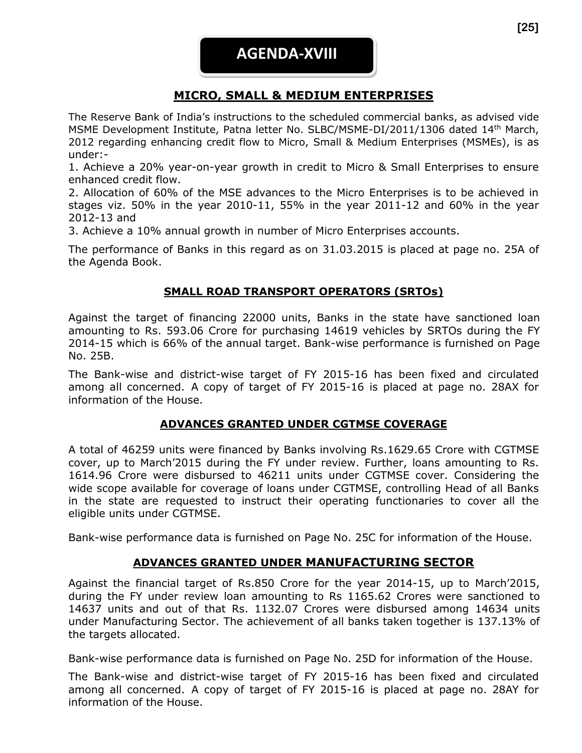# AGENDA-XVIII

## MICRO, SMALL & MEDIUM ENTERPRISES

The Reserve Bank of India's instructions to the scheduled commercial banks, as advised vide MSME Development Institute, Patna letter No. SLBC/MSME-DI/2011/1306 dated 14th March, 2012 regarding enhancing credit flow to Micro, Small & Medium Enterprises (MSMEs), is as under:-

1. Achieve a 20% year-on-year growth in credit to Micro & Small Enterprises to ensure enhanced credit flow.
2. Allocation of 60% of the MSE advances to the Micro Enterprises is to be achieved in stages viz. 50% in the year 2010-11, 55% in the year 2011-12 and 60% in the year 2012-13 and
3. Achieve a 10% annual growth in number of Micro Enterprises accounts.

The performance of Banks in this regard as on 31.03.2015 is placed at page no. 25A of the Agenda Book.

## SMALL ROAD TRANSPORT OPERATORS (SRTOs)

Against the target of financing 22000 units, Banks in the state have sanctioned loan amounting to Rs. 593.06 Crore for purchasing 14619 vehicles by SRTOs during the FY 2014-15 which is 66% of the annual target. Bank-wise performance is furnished on Page No. 25B.

The Bank-wise and district-wise target of FY 2015-16 has been fixed and circulated among all concerned. A copy of target of FY 2015-16 is placed at page no. 28AX for information of the House.

## ADVANCES GRANTED UNDER CGTMSE COVERAGE

A total of 46259 units were financed by Banks involving Rs.1629.65 Crore with CGTMSE cover, up to March'2015 during the FY under review. Further, loans amounting to Rs. 1614.96 Crore were disbursed to 46211 units under CGTMSE cover. Considering the wide scope available for coverage of loans under CGTMSE, controlling Head of all Banks in the state are requested to instruct their operating functionaries to cover all the eligible units under CGTMSE.

Bank-wise performance data is furnished on Page No. 25C for information of the House.

## ADVANCES GRANTED UNDER MANUFACTURING SECTOR

Against the financial target of Rs.850 Crore for the year 2014-15, up to March'2015, during the FY under review loan amounting to Rs 1165.62 Crores were sanctioned to 14637 units and out of that Rs. 1132.07 Crores were disbursed among 14634 units under Manufacturing Sector. The achievement of all banks taken together is 137.13% of the targets allocated.

Bank-wise performance data is furnished on Page No. 25D for information of the House.

The Bank-wise and district-wise target of FY 2015-16 has been fixed and circulated among all concerned. A copy of target of FY 2015-16 is placed at page no. 28AY for information of the House.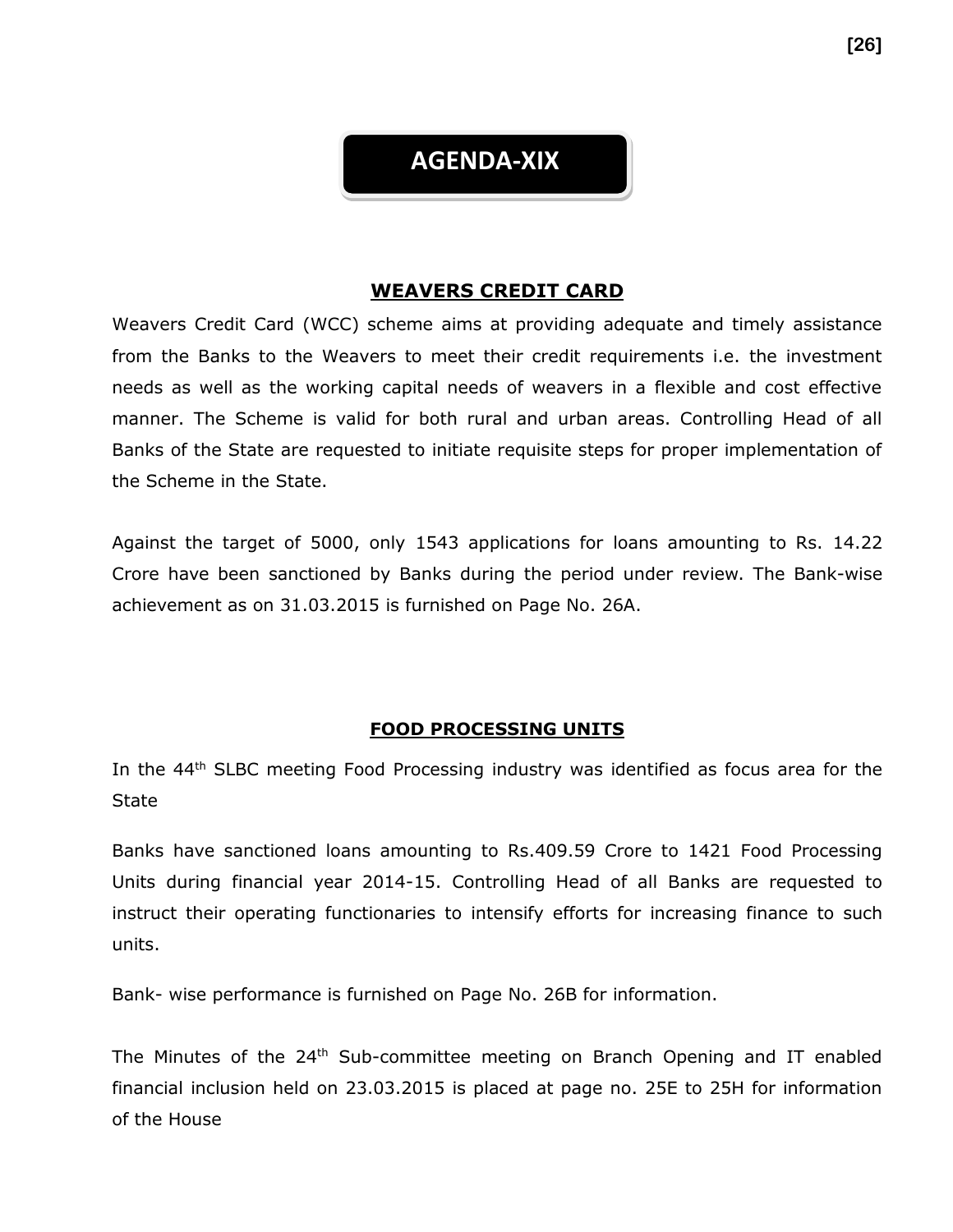# AGENDA-XIX

## WEAVERS CREDIT CARD

Weavers Credit Card (WCC) scheme aims at providing adequate and timely assistance from the Banks to the Weavers to meet their credit requirements i.e. the investment needs as well as the working capital needs of weavers in a flexible and cost effective manner. The Scheme is valid for both rural and urban areas. Controlling Head of all Banks of the State are requested to initiate requisite steps for proper implementation of the Scheme in the State.

Against the target of 5000, only 1543 applications for loans amounting to Rs. 14.22 Crore have been sanctioned by Banks during the period under review. The Bank-wise achievement as on 31.03.2015 is furnished on Page No. 26A.

## FOOD PROCESSING UNITS

In the 44th SLBC meeting Food Processing industry was identified as focus area for the State

Banks have sanctioned loans amounting to Rs.409.59 Crore to 1421 Food Processing Units during financial year 2014-15. Controlling Head of all Banks are requested to instruct their operating functionaries to intensify efforts for increasing finance to such units.

Bank- wise performance is furnished on Page No. 26B for information.

The Minutes of the 24th Sub-committee meeting on Branch Opening and IT enabled financial inclusion held on 23.03.2015 is placed at page no. 25E to 25H for information of the House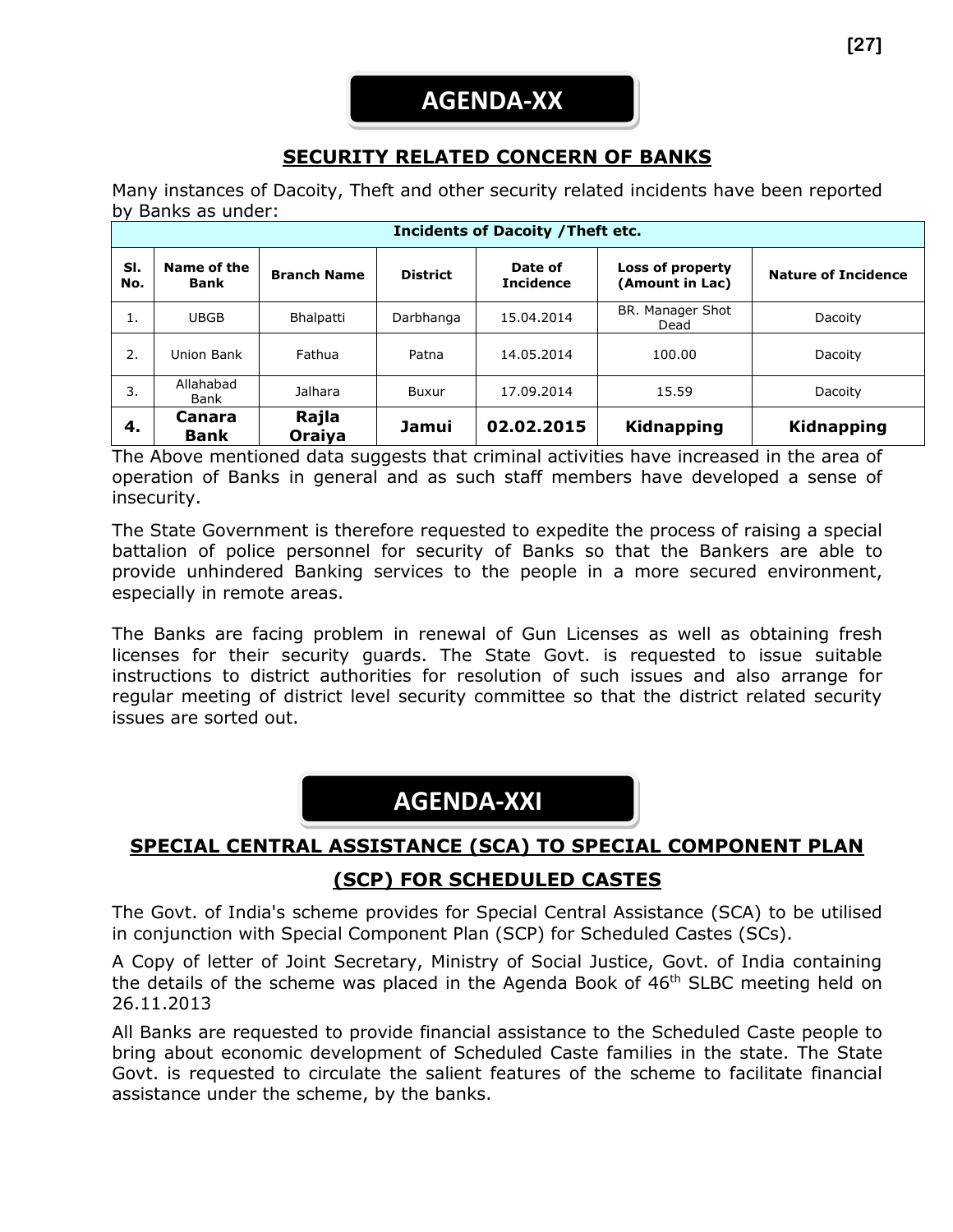# AGENDA-XX

## SECURITY RELATED CONCERN OF BANKS

Many instances of Dacoity, Theft and other security related incidents have been reported by Banks as under:

| Incidents of Dacoity /Theft etc. | | | | | | |
|---|---|---|---|---|---|---|
| **Sl. No.** | **Name of the Bank** | **Branch Name** | **District** | **Date of Incidence** | **Loss of property (Amount in Lac)** | **Nature of Incidence** |
| 1. | UBGB | Bhalpatti | Darbhanga | 15.04.2014 | BR. Manager Shot Dead | Dacoity |
| 2. | Union Bank | Fathua | Patna | 14.05.2014 | 100.00 | Dacoity |
| 3. | Allahabad Bank | Jalhara | Buxur | 17.09.2014 | 15.59 | Dacoity |
| **4.** | **Canara Bank** | **Rajla Oraiya** | **Jamui** | **02.02.2015** | **Kidnapping** | **Kidnapping** |

The Above mentioned data suggests that criminal activities have increased in the area of operation of Banks in general and as such staff members have developed a sense of insecurity.

The State Government is therefore requested to expedite the process of raising a special battalion of police personnel for security of Banks so that the Bankers are able to provide unhindered Banking services to the people in a more secured environment, especially in remote areas.

The Banks are facing problem in renewal of Gun Licenses as well as obtaining fresh licenses for their security guards. The State Govt. is requested to issue suitable instructions to district authorities for resolution of such issues and also arrange for regular meeting of district level security committee so that the district related security issues are sorted out.

# AGENDA-XXI

## SPECIAL CENTRAL ASSISTANCE (SCA) TO SPECIAL COMPONENT PLAN (SCP) FOR SCHEDULED CASTES

The Govt. of India's scheme provides for Special Central Assistance (SCA) to be utilised in conjunction with Special Component Plan (SCP) for Scheduled Castes (SCs).

A Copy of letter of Joint Secretary, Ministry of Social Justice, Govt. of India containing the details of the scheme was placed in the Agenda Book of 46th SLBC meeting held on 26.11.2013

All Banks are requested to provide financial assistance to the Scheduled Caste people to bring about economic development of Scheduled Caste families in the state. The State Govt. is requested to circulate the salient features of the scheme to facilitate financial assistance under the scheme, by the banks.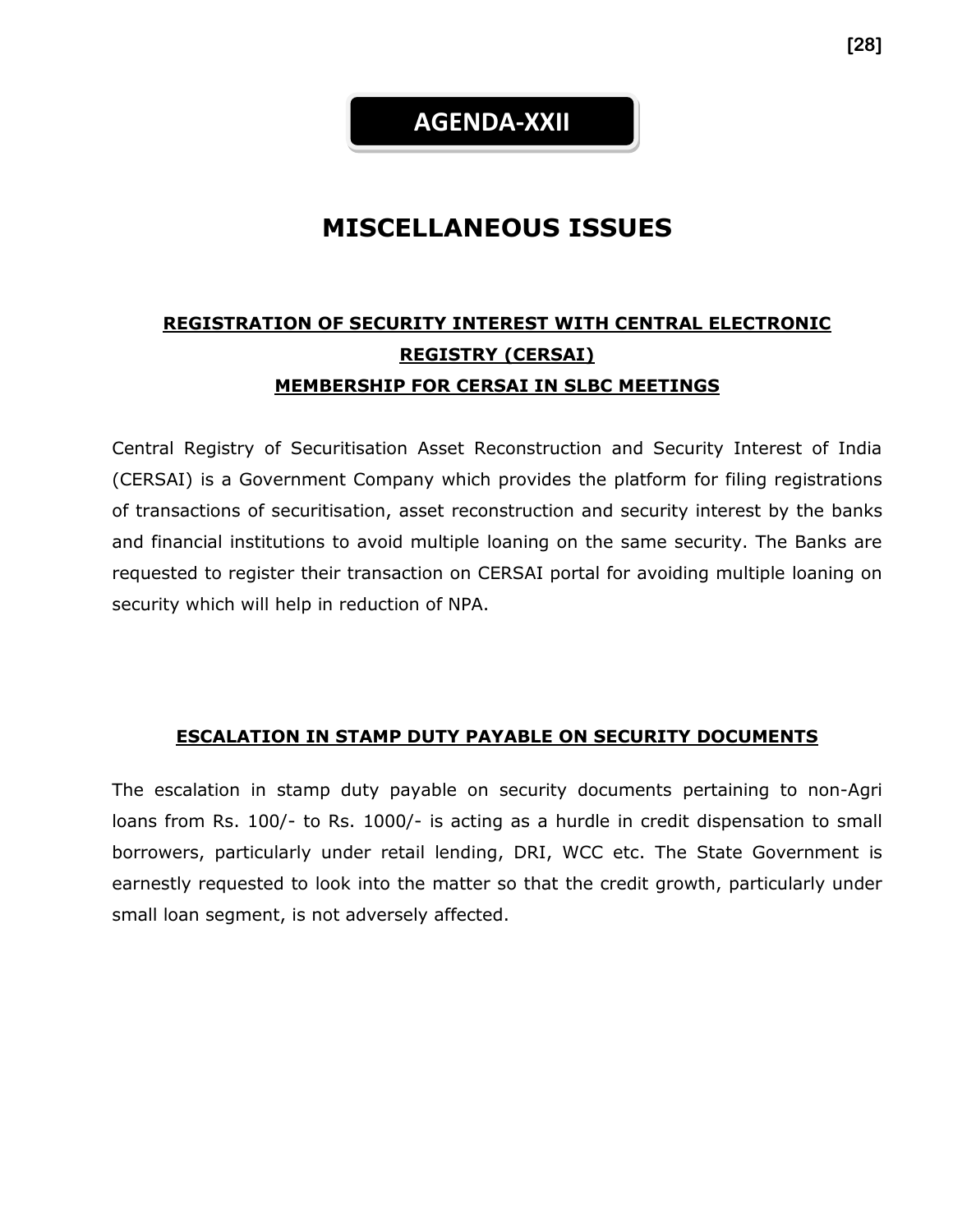# AGENDA-XXII

# MISCELLANEOUS ISSUES

## REGISTRATION OF SECURITY INTEREST WITH CENTRAL ELECTRONIC REGISTRY (CERSAI)

## MEMBERSHIP FOR CERSAI IN SLBC MEETINGS

Central Registry of Securitisation Asset Reconstruction and Security Interest of India (CERSAI) is a Government Company which provides the platform for filing registrations of transactions of securitisation, asset reconstruction and security interest by the banks and financial institutions to avoid multiple loaning on the same security. The Banks are requested to register their transaction on CERSAI portal for avoiding multiple loaning on security which will help in reduction of NPA.

## ESCALATION IN STAMP DUTY PAYABLE ON SECURITY DOCUMENTS

The escalation in stamp duty payable on security documents pertaining to non-Agri loans from Rs. 100/- to Rs. 1000/- is acting as a hurdle in credit dispensation to small borrowers, particularly under retail lending, DRI, WCC etc. The State Government is earnestly requested to look into the matter so that the credit growth, particularly under small loan segment, is not adversely affected.